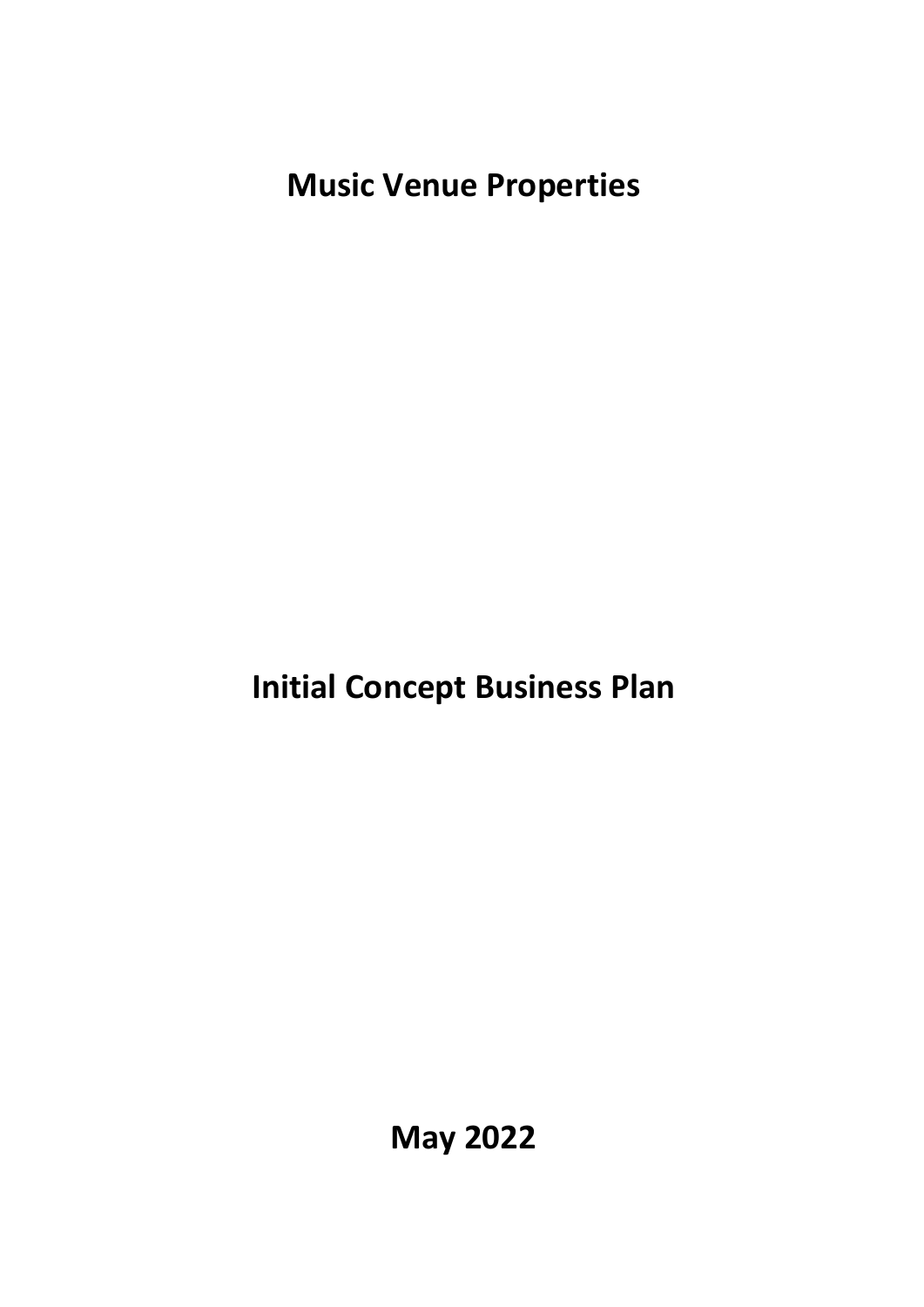# Music Venue Properties

## Initial Concept Business Plan

**May 2022**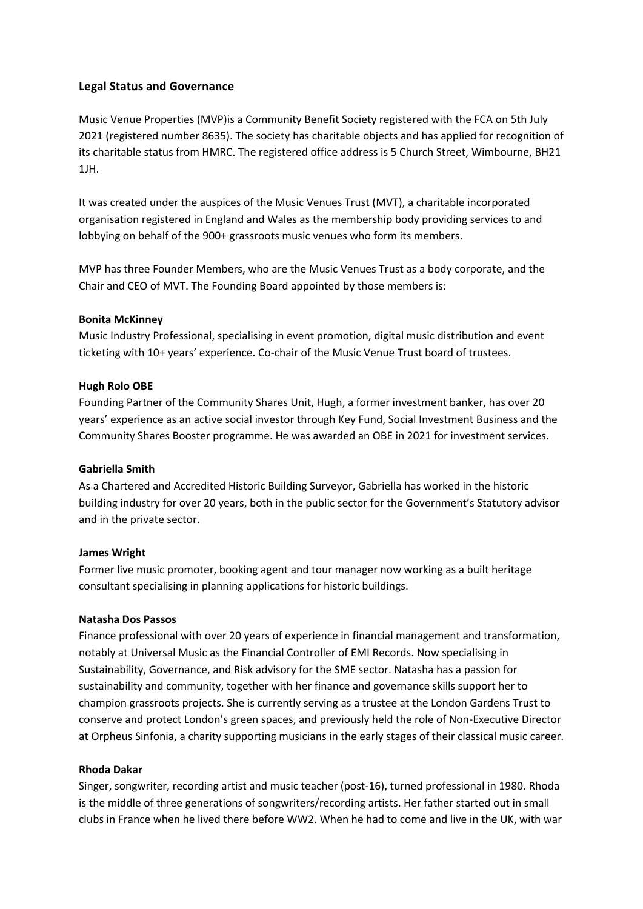## Legal Status and Governance

Music Venue Properties (MVP)is a Community Benefit Society registered with the FCA on 5th July 2021 (registered number 8635). The society has charitable objects and has applied for recognition of its charitable status from HMRC. The registered office address is 5 Church Street, Wimbourne, BH21 1JH.

It was created under the auspices of the Music Venues Trust (MVT), a charitable incorporated organisation registered in England and Wales as the membership body providing services to and lobbying on behalf of the 900+ grassroots music venues who form its members.

MVP has three Founder Members, who are the Music Venues Trust as a body corporate, and the Chair and CEO of MVT. The Founding Board appointed by those members is:

**Bonita McKinney**
Music Industry Professional, specialising in event promotion, digital music distribution and event ticketing with 10+ years' experience. Co-chair of the Music Venue Trust board of trustees.

**Hugh Rolo OBE**
Founding Partner of the Community Shares Unit, Hugh, a former investment banker, has over 20 years' experience as an active social investor through Key Fund, Social Investment Business and the Community Shares Booster programme. He was awarded an OBE in 2021 for investment services.

**Gabriella Smith**
As a Chartered and Accredited Historic Building Surveyor, Gabriella has worked in the historic building industry for over 20 years, both in the public sector for the Government's Statutory advisor and in the private sector.

**James Wright**
Former live music promoter, booking agent and tour manager now working as a built heritage consultant specialising in planning applications for historic buildings.

**Natasha Dos Passos**
Finance professional with over 20 years of experience in financial management and transformation, notably at Universal Music as the Financial Controller of EMI Records. Now specialising in Sustainability, Governance, and Risk advisory for the SME sector. Natasha has a passion for sustainability and community, together with her finance and governance skills support her to champion grassroots projects. She is currently serving as a trustee at the London Gardens Trust to conserve and protect London's green spaces, and previously held the role of Non-Executive Director at Orpheus Sinfonia, a charity supporting musicians in the early stages of their classical music career.

**Rhoda Dakar**
Singer, songwriter, recording artist and music teacher (post-16), turned professional in 1980. Rhoda is the middle of three generations of songwriters/recording artists. Her father started out in small clubs in France when he lived there before WW2. When he had to come and live in the UK, with war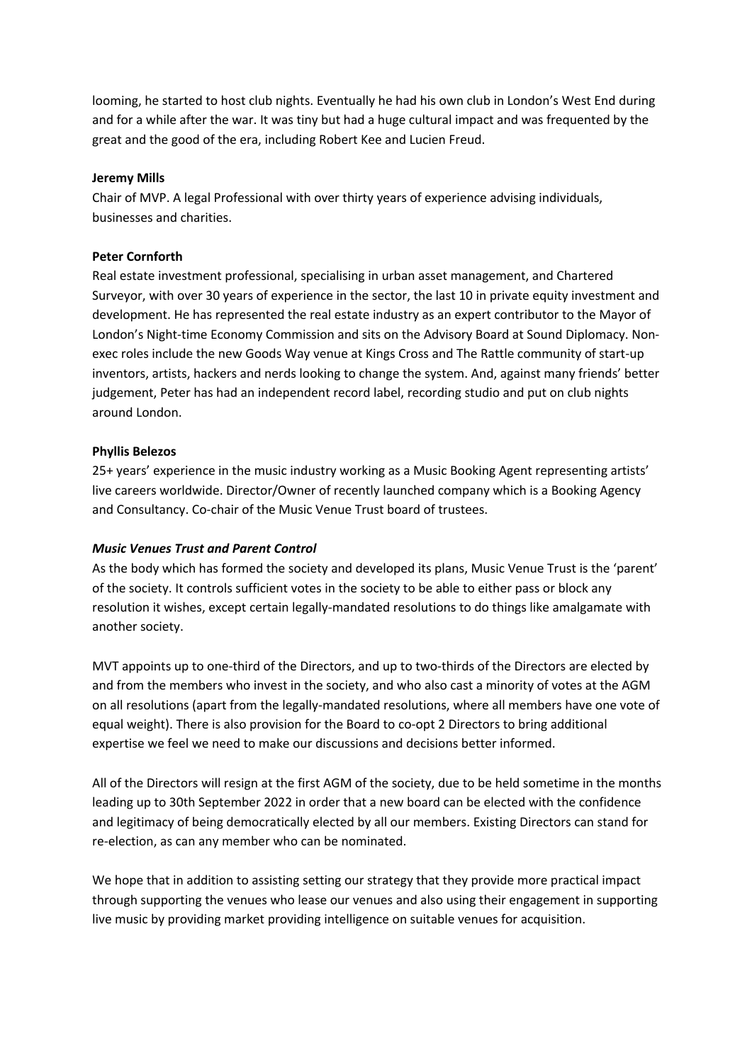looming, he started to host club nights. Eventually he had his own club in London's West End during and for a while after the war. It was tiny but had a huge cultural impact and was frequented by the great and the good of the era, including Robert Kee and Lucien Freud.

**Jeremy Mills**

Chair of MVP. A legal Professional with over thirty years of experience advising individuals, businesses and charities.

**Peter Cornforth**

Real estate investment professional, specialising in urban asset management, and Chartered Surveyor, with over 30 years of experience in the sector, the last 10 in private equity investment and development. He has represented the real estate industry as an expert contributor to the Mayor of London's Night-time Economy Commission and sits on the Advisory Board at Sound Diplomacy. Non-exec roles include the new Goods Way venue at Kings Cross and The Rattle community of start-up inventors, artists, hackers and nerds looking to change the system. And, against many friends' better judgement, Peter has had an independent record label, recording studio and put on club nights around London.

**Phyllis Belezos**

25+ years' experience in the music industry working as a Music Booking Agent representing artists' live careers worldwide. Director/Owner of recently launched company which is a Booking Agency and Consultancy. Co-chair of the Music Venue Trust board of trustees.

***Music Venues Trust and Parent Control***

As the body which has formed the society and developed its plans, Music Venue Trust is the 'parent' of the society. It controls sufficient votes in the society to be able to either pass or block any resolution it wishes, except certain legally-mandated resolutions to do things like amalgamate with another society.

MVT appoints up to one-third of the Directors, and up to two-thirds of the Directors are elected by and from the members who invest in the society, and who also cast a minority of votes at the AGM on all resolutions (apart from the legally-mandated resolutions, where all members have one vote of equal weight). There is also provision for the Board to co-opt 2 Directors to bring additional expertise we feel we need to make our discussions and decisions better informed.

All of the Directors will resign at the first AGM of the society, due to be held sometime in the months leading up to 30th September 2022 in order that a new board can be elected with the confidence and legitimacy of being democratically elected by all our members. Existing Directors can stand for re-election, as can any member who can be nominated.

We hope that in addition to assisting setting our strategy that they provide more practical impact through supporting the venues who lease our venues and also using their engagement in supporting live music by providing market providing intelligence on suitable venues for acquisition.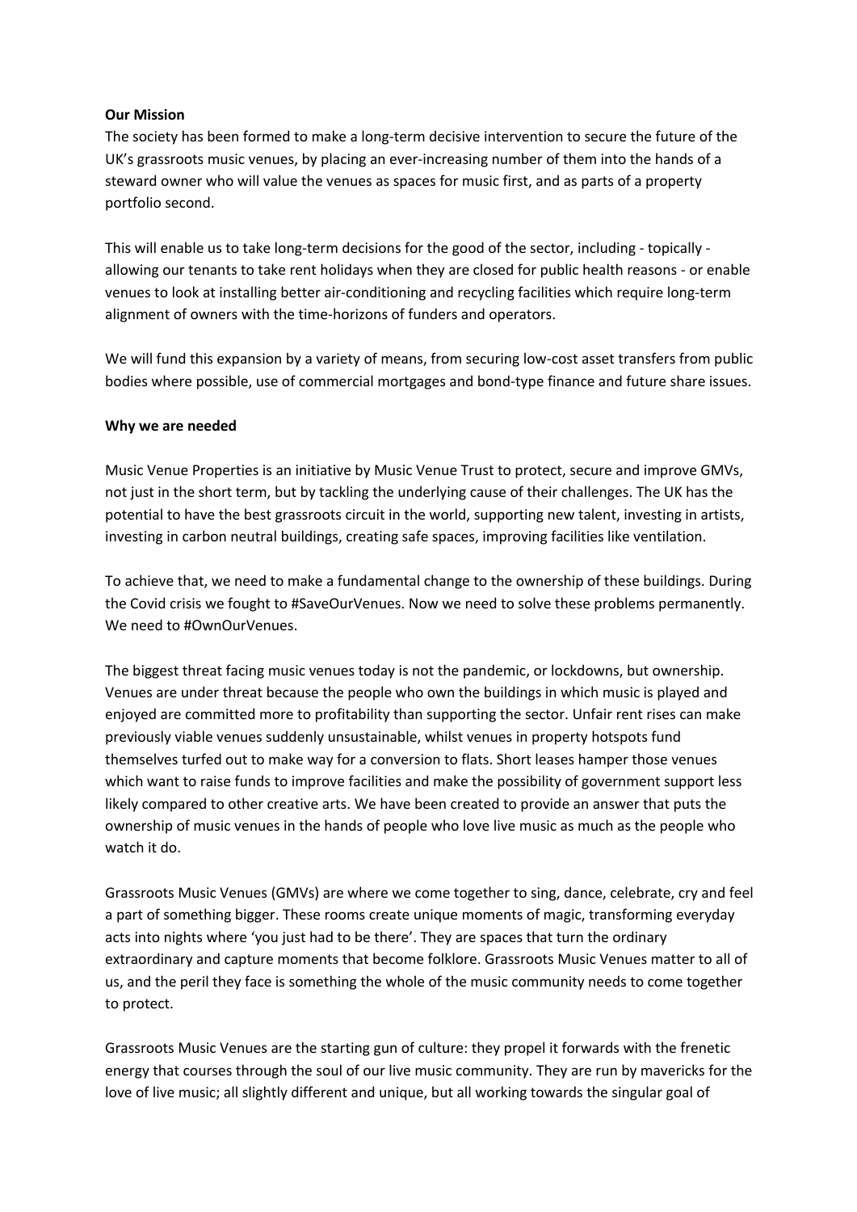**Our Mission**

The society has been formed to make a long-term decisive intervention to secure the future of the UK's grassroots music venues, by placing an ever-increasing number of them into the hands of a steward owner who will value the venues as spaces for music first, and as parts of a property portfolio second.

This will enable us to take long-term decisions for the good of the sector, including - topically - allowing our tenants to take rent holidays when they are closed for public health reasons - or enable venues to look at installing better air-conditioning and recycling facilities which require long-term alignment of owners with the time-horizons of funders and operators.

We will fund this expansion by a variety of means, from securing low-cost asset transfers from public bodies where possible, use of commercial mortgages and bond-type finance and future share issues.

**Why we are needed**

Music Venue Properties is an initiative by Music Venue Trust to protect, secure and improve GMVs, not just in the short term, but by tackling the underlying cause of their challenges. The UK has the potential to have the best grassroots circuit in the world, supporting new talent, investing in artists, investing in carbon neutral buildings, creating safe spaces, improving facilities like ventilation.

To achieve that, we need to make a fundamental change to the ownership of these buildings. During the Covid crisis we fought to #SaveOurVenues. Now we need to solve these problems permanently. We need to #OwnOurVenues.

The biggest threat facing music venues today is not the pandemic, or lockdowns, but ownership. Venues are under threat because the people who own the buildings in which music is played and enjoyed are committed more to profitability than supporting the sector. Unfair rent rises can make previously viable venues suddenly unsustainable, whilst venues in property hotspots fund themselves turfed out to make way for a conversion to flats. Short leases hamper those venues which want to raise funds to improve facilities and make the possibility of government support less likely compared to other creative arts. We have been created to provide an answer that puts the ownership of music venues in the hands of people who love live music as much as the people who watch it do.

Grassroots Music Venues (GMVs) are where we come together to sing, dance, celebrate, cry and feel a part of something bigger. These rooms create unique moments of magic, transforming everyday acts into nights where 'you just had to be there'. They are spaces that turn the ordinary extraordinary and capture moments that become folklore. Grassroots Music Venues matter to all of us, and the peril they face is something the whole of the music community needs to come together to protect.

Grassroots Music Venues are the starting gun of culture: they propel it forwards with the frenetic energy that courses through the soul of our live music community. They are run by mavericks for the love of live music; all slightly different and unique, but all working towards the singular goal of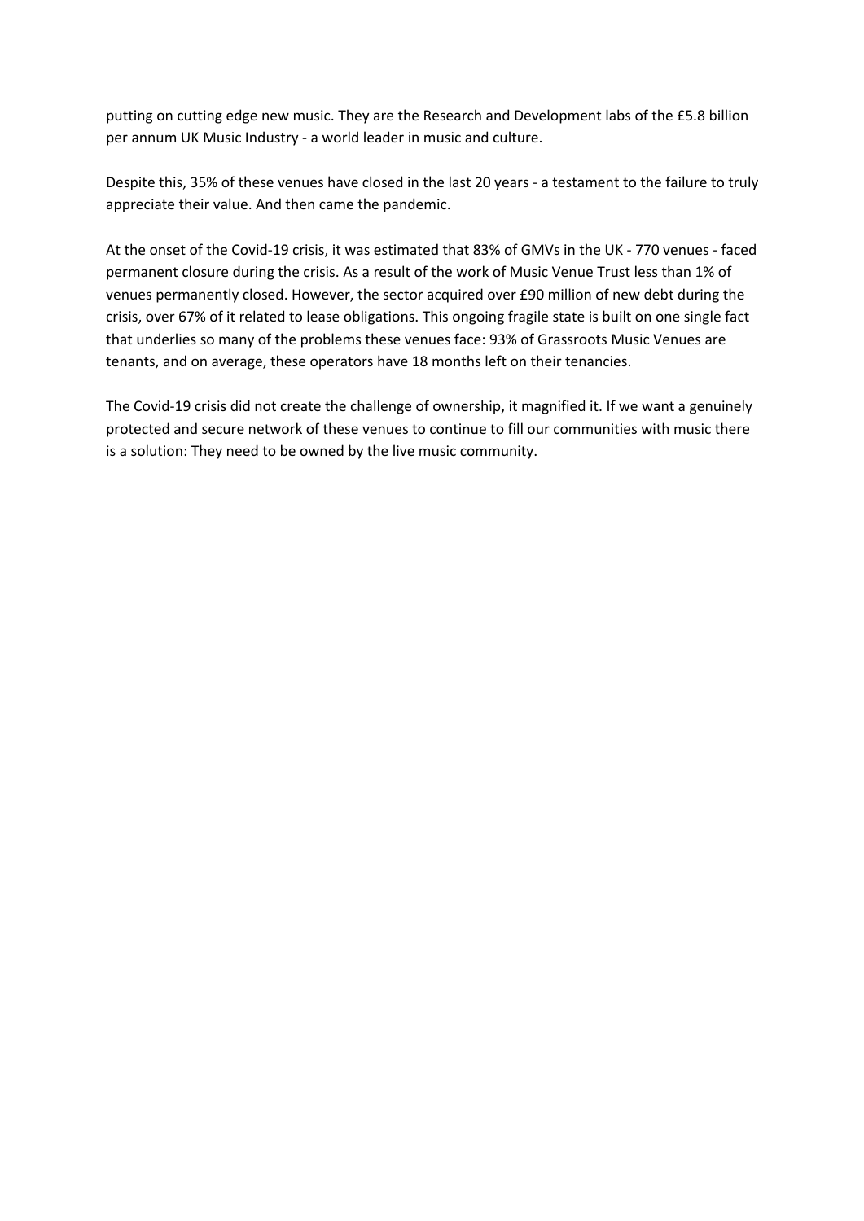putting on cutting edge new music. They are the Research and Development labs of the £5.8 billion per annum UK Music Industry - a world leader in music and culture.

Despite this, 35% of these venues have closed in the last 20 years - a testament to the failure to truly appreciate their value. And then came the pandemic.

At the onset of the Covid-19 crisis, it was estimated that 83% of GMVs in the UK - 770 venues - faced permanent closure during the crisis. As a result of the work of Music Venue Trust less than 1% of venues permanently closed. However, the sector acquired over £90 million of new debt during the crisis, over 67% of it related to lease obligations. This ongoing fragile state is built on one single fact that underlies so many of the problems these venues face: 93% of Grassroots Music Venues are tenants, and on average, these operators have 18 months left on their tenancies.

The Covid-19 crisis did not create the challenge of ownership, it magnified it. If we want a genuinely protected and secure network of these venues to continue to fill our communities with music there is a solution: They need to be owned by the live music community.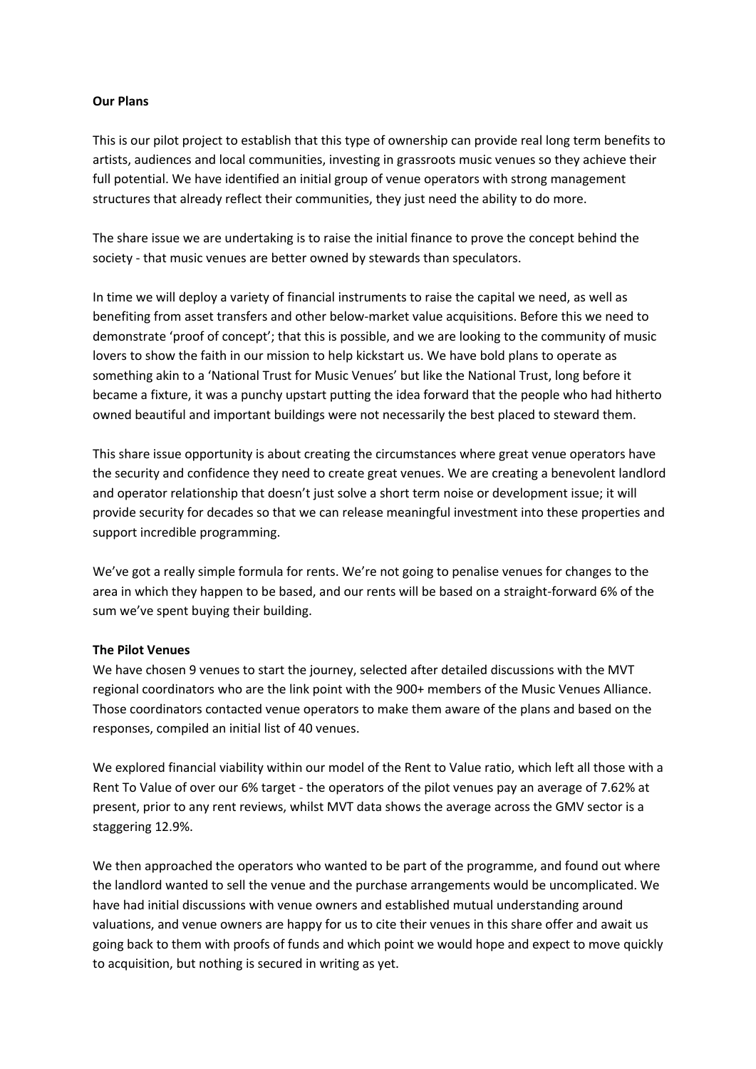**Our Plans**

This is our pilot project to establish that this type of ownership can provide real long term benefits to artists, audiences and local communities, investing in grassroots music venues so they achieve their full potential. We have identified an initial group of venue operators with strong management structures that already reflect their communities, they just need the ability to do more.

The share issue we are undertaking is to raise the initial finance to prove the concept behind the society - that music venues are better owned by stewards than speculators.

In time we will deploy a variety of financial instruments to raise the capital we need, as well as benefiting from asset transfers and other below-market value acquisitions. Before this we need to demonstrate 'proof of concept'; that this is possible, and we are looking to the community of music lovers to show the faith in our mission to help kickstart us. We have bold plans to operate as something akin to a 'National Trust for Music Venues' but like the National Trust, long before it became a fixture, it was a punchy upstart putting the idea forward that the people who had hitherto owned beautiful and important buildings were not necessarily the best placed to steward them.

This share issue opportunity is about creating the circumstances where great venue operators have the security and confidence they need to create great venues. We are creating a benevolent landlord and operator relationship that doesn't just solve a short term noise or development issue; it will provide security for decades so that we can release meaningful investment into these properties and support incredible programming.

We've got a really simple formula for rents. We're not going to penalise venues for changes to the area in which they happen to be based, and our rents will be based on a straight-forward 6% of the sum we've spent buying their building.

**The Pilot Venues**

We have chosen 9 venues to start the journey, selected after detailed discussions with the MVT regional coordinators who are the link point with the 900+ members of the Music Venues Alliance. Those coordinators contacted venue operators to make them aware of the plans and based on the responses, compiled an initial list of 40 venues.

We explored financial viability within our model of the Rent to Value ratio, which left all those with a Rent To Value of over our 6% target - the operators of the pilot venues pay an average of 7.62% at present, prior to any rent reviews, whilst MVT data shows the average across the GMV sector is a staggering 12.9%.

We then approached the operators who wanted to be part of the programme, and found out where the landlord wanted to sell the venue and the purchase arrangements would be uncomplicated. We have had initial discussions with venue owners and established mutual understanding around valuations, and venue owners are happy for us to cite their venues in this share offer and await us going back to them with proofs of funds and which point we would hope and expect to move quickly to acquisition, but nothing is secured in writing as yet.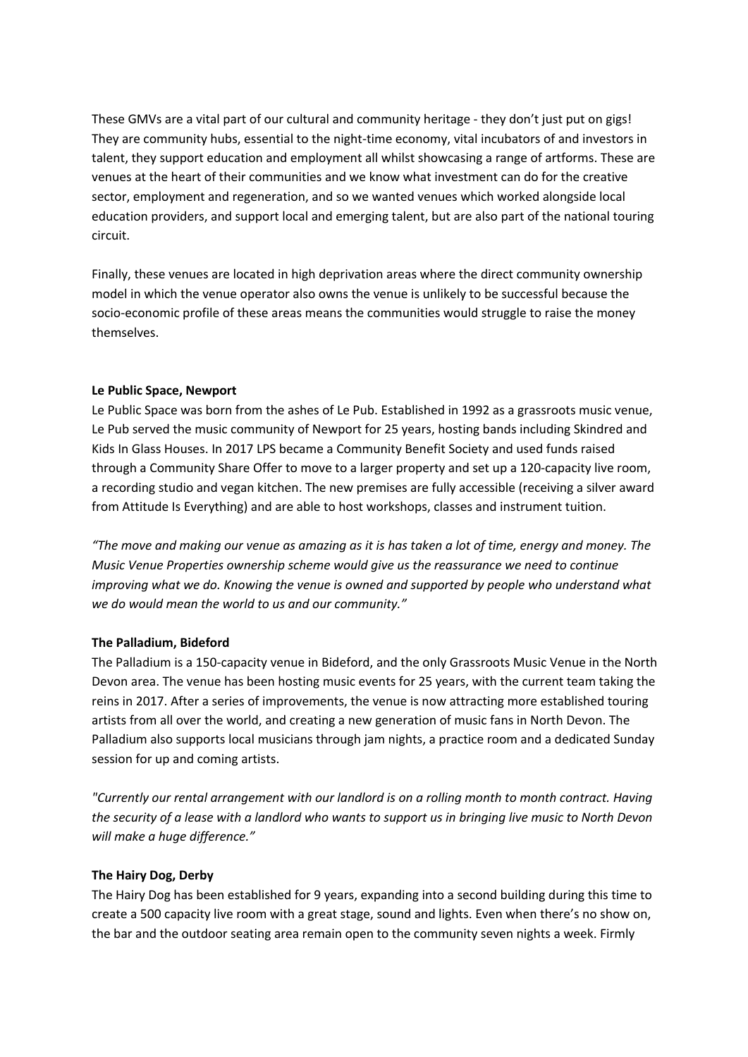These GMVs are a vital part of our cultural and community heritage - they don't just put on gigs! They are community hubs, essential to the night-time economy, vital incubators of and investors in talent, they support education and employment all whilst showcasing a range of artforms. These are venues at the heart of their communities and we know what investment can do for the creative sector, employment and regeneration, and so we wanted venues which worked alongside local education providers, and support local and emerging talent, but are also part of the national touring circuit.

Finally, these venues are located in high deprivation areas where the direct community ownership model in which the venue operator also owns the venue is unlikely to be successful because the socio-economic profile of these areas means the communities would struggle to raise the money themselves.

**Le Public Space, Newport**

Le Public Space was born from the ashes of Le Pub. Established in 1992 as a grassroots music venue, Le Pub served the music community of Newport for 25 years, hosting bands including Skindred and Kids In Glass Houses. In 2017 LPS became a Community Benefit Society and used funds raised through a Community Share Offer to move to a larger property and set up a 120-capacity live room, a recording studio and vegan kitchen. The new premises are fully accessible (receiving a silver award from Attitude Is Everything) and are able to host workshops, classes and instrument tuition.

*"The move and making our venue as amazing as it is has taken a lot of time, energy and money. The Music Venue Properties ownership scheme would give us the reassurance we need to continue improving what we do. Knowing the venue is owned and supported by people who understand what we do would mean the world to us and our community."*

**The Palladium, Bideford**

The Palladium is a 150-capacity venue in Bideford, and the only Grassroots Music Venue in the North Devon area. The venue has been hosting music events for 25 years, with the current team taking the reins in 2017. After a series of improvements, the venue is now attracting more established touring artists from all over the world, and creating a new generation of music fans in North Devon. The Palladium also supports local musicians through jam nights, a practice room and a dedicated Sunday session for up and coming artists.

*"Currently our rental arrangement with our landlord is on a rolling month to month contract. Having the security of a lease with a landlord who wants to support us in bringing live music to North Devon will make a huge difference."*

**The Hairy Dog, Derby**

The Hairy Dog has been established for 9 years, expanding into a second building during this time to create a 500 capacity live room with a great stage, sound and lights. Even when there's no show on, the bar and the outdoor seating area remain open to the community seven nights a week. Firmly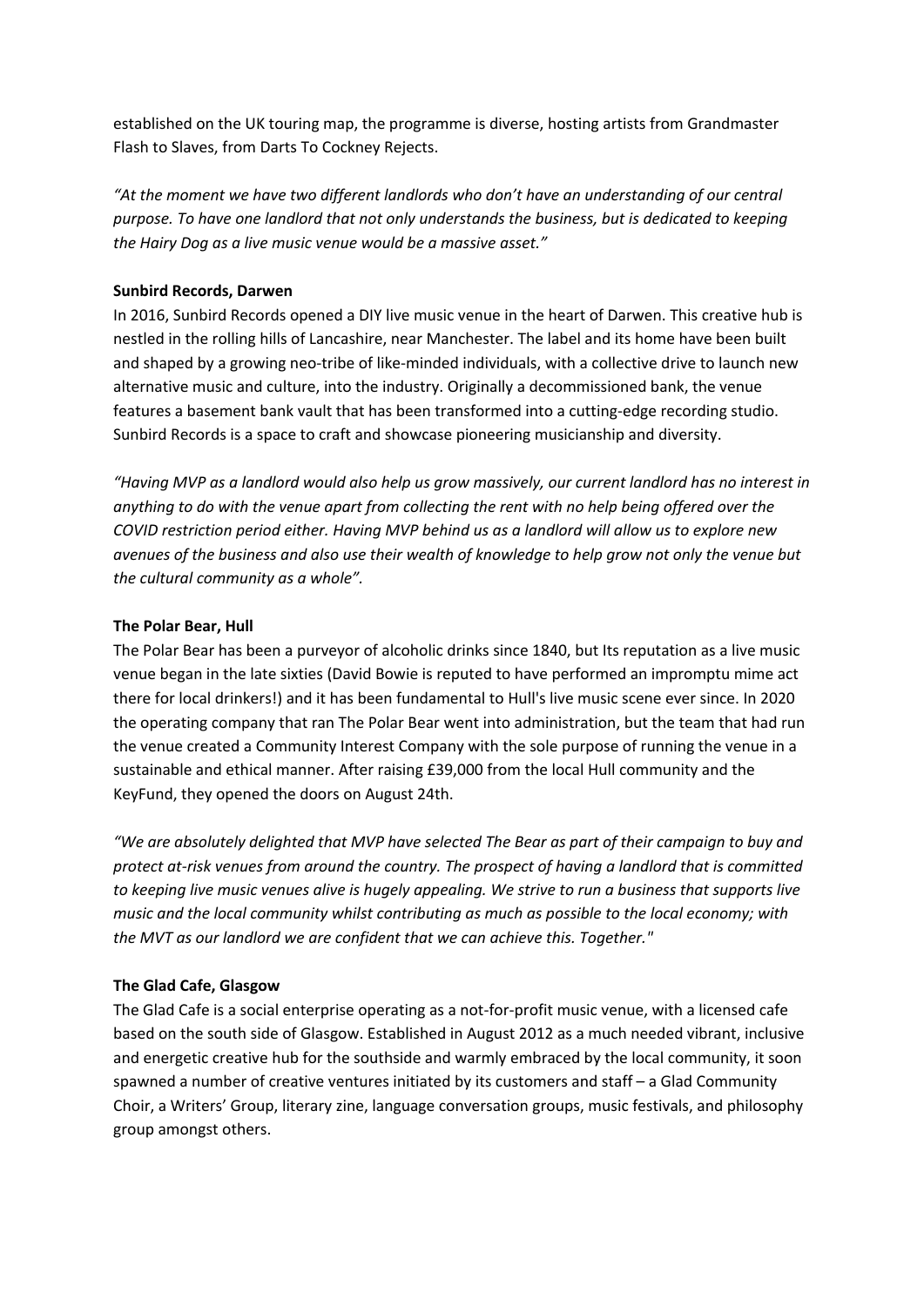established on the UK touring map, the programme is diverse, hosting artists from Grandmaster Flash to Slaves, from Darts To Cockney Rejects.

*"At the moment we have two different landlords who don't have an understanding of our central purpose. To have one landlord that not only understands the business, but is dedicated to keeping the Hairy Dog as a live music venue would be a massive asset."*

**Sunbird Records, Darwen**

In 2016, Sunbird Records opened a DIY live music venue in the heart of Darwen. This creative hub is nestled in the rolling hills of Lancashire, near Manchester. The label and its home have been built and shaped by a growing neo-tribe of like-minded individuals, with a collective drive to launch new alternative music and culture, into the industry. Originally a decommissioned bank, the venue features a basement bank vault that has been transformed into a cutting-edge recording studio. Sunbird Records is a space to craft and showcase pioneering musicianship and diversity.

*"Having MVP as a landlord would also help us grow massively, our current landlord has no interest in anything to do with the venue apart from collecting the rent with no help being offered over the COVID restriction period either. Having MVP behind us as a landlord will allow us to explore new avenues of the business and also use their wealth of knowledge to help grow not only the venue but the cultural community as a whole".*

**The Polar Bear, Hull**

The Polar Bear has been a purveyor of alcoholic drinks since 1840, but Its reputation as a live music venue began in the late sixties (David Bowie is reputed to have performed an impromptu mime act there for local drinkers!) and it has been fundamental to Hull's live music scene ever since. In 2020 the operating company that ran The Polar Bear went into administration, but the team that had run the venue created a Community Interest Company with the sole purpose of running the venue in a sustainable and ethical manner. After raising £39,000 from the local Hull community and the KeyFund, they opened the doors on August 24th.

*"We are absolutely delighted that MVP have selected The Bear as part of their campaign to buy and protect at-risk venues from around the country. The prospect of having a landlord that is committed to keeping live music venues alive is hugely appealing. We strive to run a business that supports live music and the local community whilst contributing as much as possible to the local economy; with the MVT as our landlord we are confident that we can achieve this. Together."*

**The Glad Cafe, Glasgow**

The Glad Cafe is a social enterprise operating as a not-for-profit music venue, with a licensed cafe based on the south side of Glasgow. Established in August 2012 as a much needed vibrant, inclusive and energetic creative hub for the southside and warmly embraced by the local community, it soon spawned a number of creative ventures initiated by its customers and staff – a Glad Community Choir, a Writers' Group, literary zine, language conversation groups, music festivals, and philosophy group amongst others.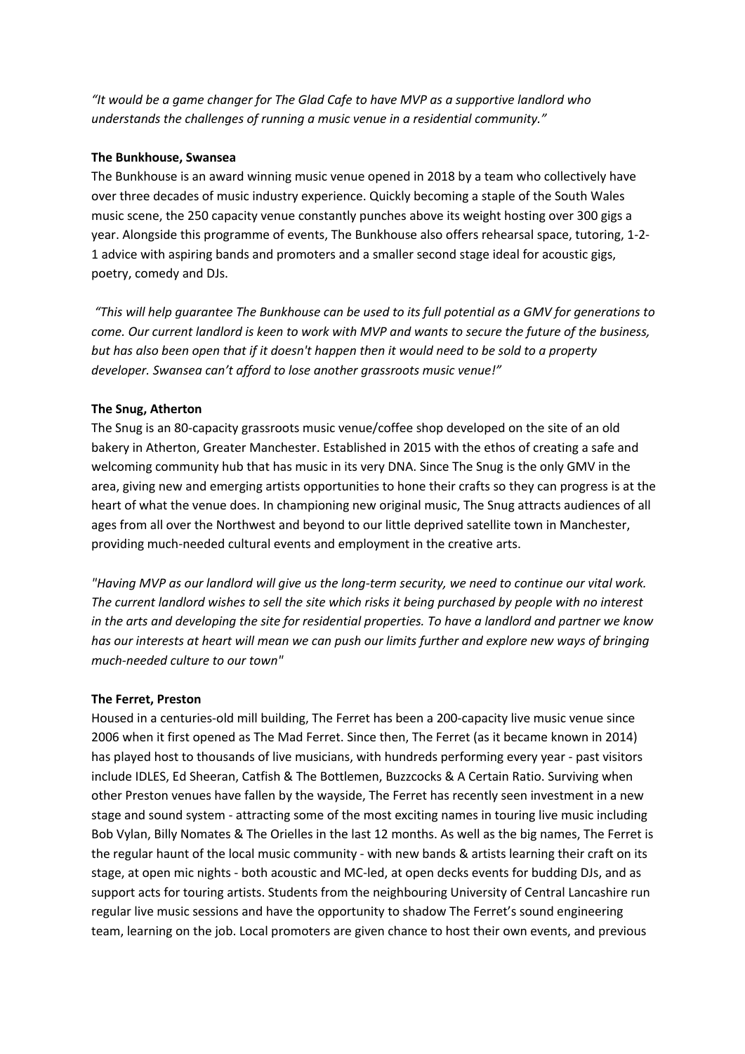*"It would be a game changer for The Glad Cafe to have MVP as a supportive landlord who understands the challenges of running a music venue in a residential community."*

**The Bunkhouse, Swansea**

The Bunkhouse is an award winning music venue opened in 2018 by a team who collectively have over three decades of music industry experience. Quickly becoming a staple of the South Wales music scene, the 250 capacity venue constantly punches above its weight hosting over 300 gigs a year. Alongside this programme of events, The Bunkhouse also offers rehearsal space, tutoring, 1-2-1 advice with aspiring bands and promoters and a smaller second stage ideal for acoustic gigs, poetry, comedy and DJs.

*"This will help guarantee The Bunkhouse can be used to its full potential as a GMV for generations to come. Our current landlord is keen to work with MVP and wants to secure the future of the business, but has also been open that if it doesn't happen then it would need to be sold to a property developer. Swansea can't afford to lose another grassroots music venue!"*

**The Snug, Atherton**

The Snug is an 80-capacity grassroots music venue/coffee shop developed on the site of an old bakery in Atherton, Greater Manchester. Established in 2015 with the ethos of creating a safe and welcoming community hub that has music in its very DNA. Since The Snug is the only GMV in the area, giving new and emerging artists opportunities to hone their crafts so they can progress is at the heart of what the venue does. In championing new original music, The Snug attracts audiences of all ages from all over the Northwest and beyond to our little deprived satellite town in Manchester, providing much-needed cultural events and employment in the creative arts.

*"Having MVP as our landlord will give us the long-term security, we need to continue our vital work. The current landlord wishes to sell the site which risks it being purchased by people with no interest in the arts and developing the site for residential properties. To have a landlord and partner we know has our interests at heart will mean we can push our limits further and explore new ways of bringing much-needed culture to our town"*

**The Ferret, Preston**

Housed in a centuries-old mill building, The Ferret has been a 200-capacity live music venue since 2006 when it first opened as The Mad Ferret. Since then, The Ferret (as it became known in 2014) has played host to thousands of live musicians, with hundreds performing every year - past visitors include IDLES, Ed Sheeran, Catfish & The Bottlemen, Buzzcocks & A Certain Ratio. Surviving when other Preston venues have fallen by the wayside, The Ferret has recently seen investment in a new stage and sound system - attracting some of the most exciting names in touring live music including Bob Vylan, Billy Nomates & The Orielles in the last 12 months. As well as the big names, The Ferret is the regular haunt of the local music community - with new bands & artists learning their craft on its stage, at open mic nights - both acoustic and MC-led, at open decks events for budding DJs, and as support acts for touring artists. Students from the neighbouring University of Central Lancashire run regular live music sessions and have the opportunity to shadow The Ferret's sound engineering team, learning on the job. Local promoters are given chance to host their own events, and previous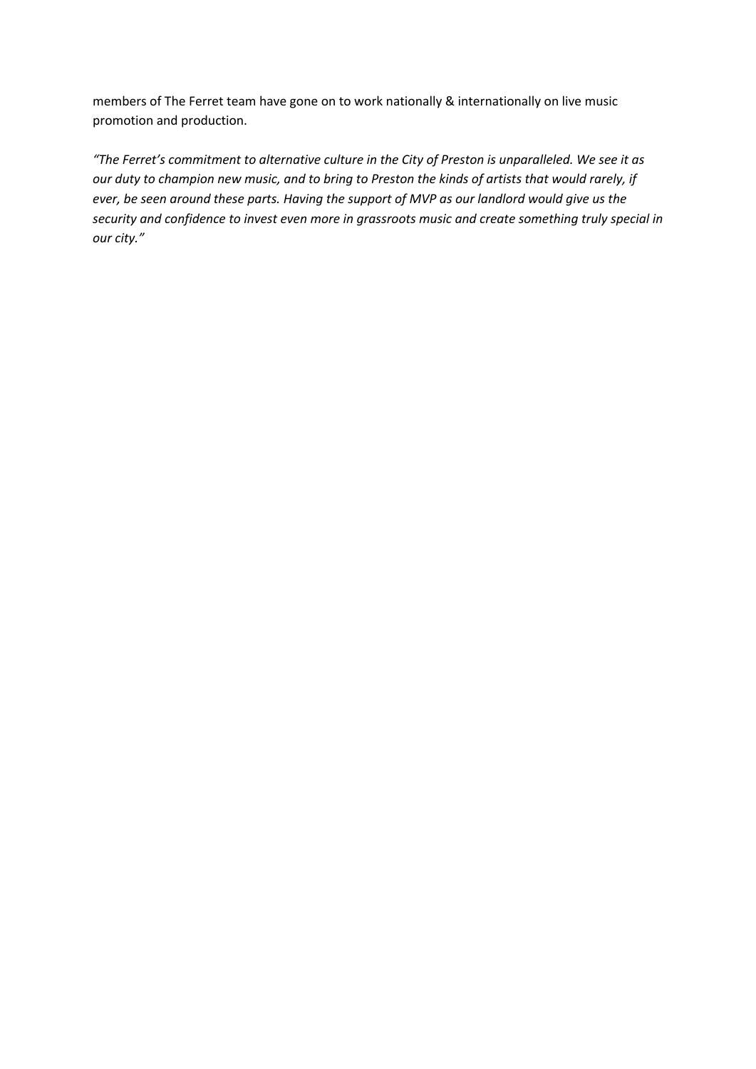members of The Ferret team have gone on to work nationally & internationally on live music promotion and production.

*"The Ferret's commitment to alternative culture in the City of Preston is unparalleled. We see it as our duty to champion new music, and to bring to Preston the kinds of artists that would rarely, if ever, be seen around these parts. Having the support of MVP as our landlord would give us the security and confidence to invest even more in grassroots music and create something truly special in our city."*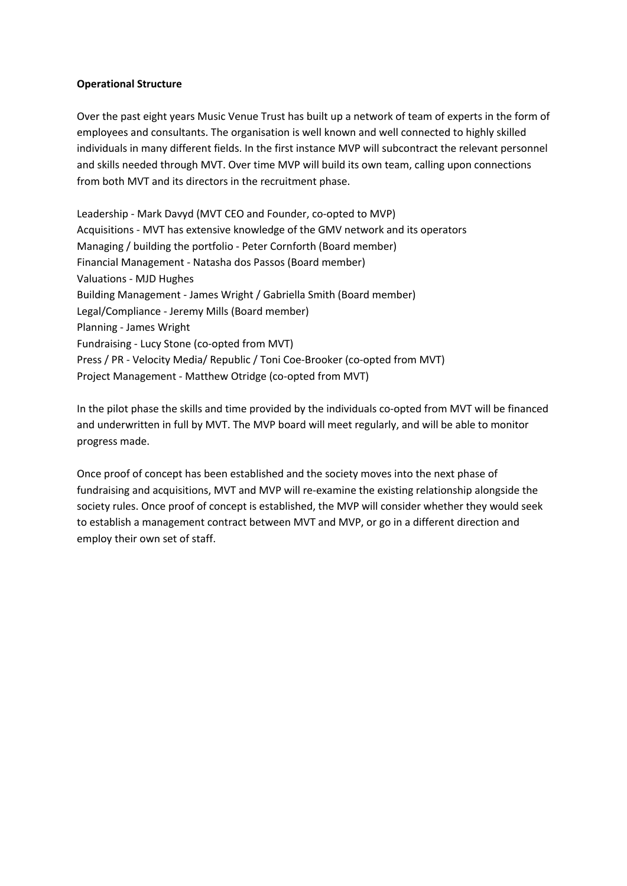**Operational Structure**

Over the past eight years Music Venue Trust has built up a network of team of experts in the form of employees and consultants. The organisation is well known and well connected to highly skilled individuals in many different fields. In the first instance MVP will subcontract the relevant personnel and skills needed through MVT. Over time MVP will build its own team, calling upon connections from both MVT and its directors in the recruitment phase.

Leadership - Mark Davyd (MVT CEO and Founder, co-opted to MVP)
Acquisitions - MVT has extensive knowledge of the GMV network and its operators
Managing / building the portfolio - Peter Cornforth (Board member)
Financial Management - Natasha dos Passos (Board member)
Valuations - MJD Hughes
Building Management - James Wright / Gabriella Smith (Board member)
Legal/Compliance - Jeremy Mills (Board member)
Planning - James Wright
Fundraising - Lucy Stone (co-opted from MVT)
Press / PR - Velocity Media/ Republic / Toni Coe-Brooker (co-opted from MVT)
Project Management - Matthew Otridge (co-opted from MVT)

In the pilot phase the skills and time provided by the individuals co-opted from MVT will be financed and underwritten in full by MVT. The MVP board will meet regularly, and will be able to monitor progress made.

Once proof of concept has been established and the society moves into the next phase of fundraising and acquisitions, MVT and MVP will re-examine the existing relationship alongside the society rules. Once proof of concept is established, the MVP will consider whether they would seek to establish a management contract between MVT and MVP, or go in a different direction and employ their own set of staff.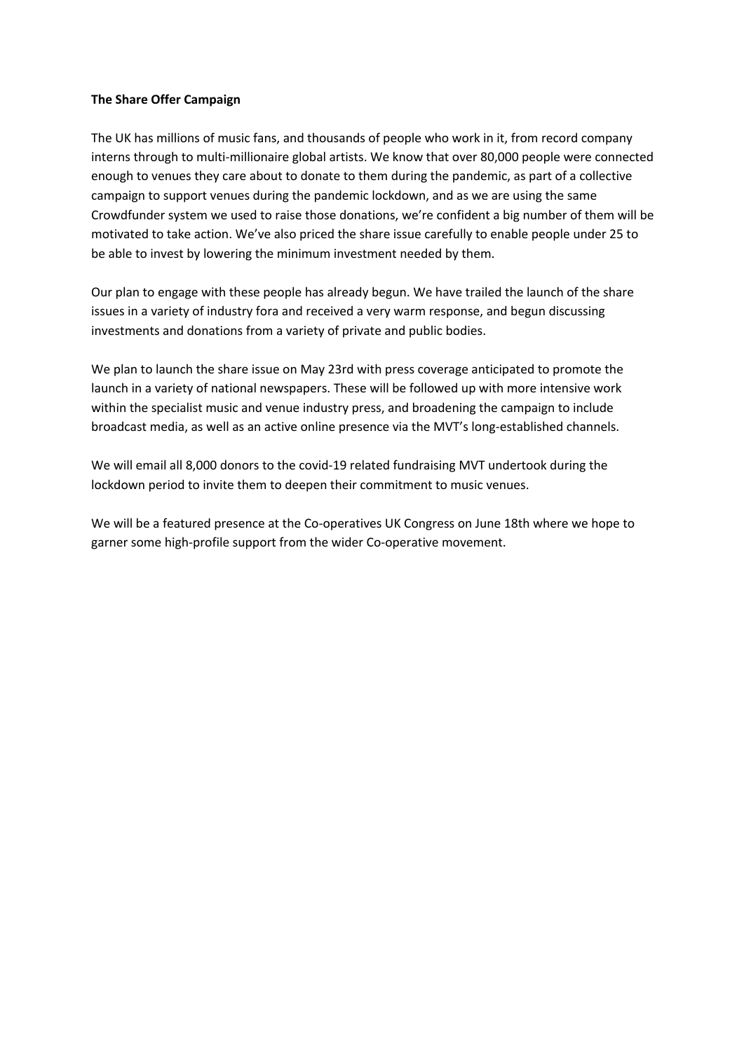**The Share Offer Campaign**

The UK has millions of music fans, and thousands of people who work in it, from record company interns through to multi-millionaire global artists. We know that over 80,000 people were connected enough to venues they care about to donate to them during the pandemic, as part of a collective campaign to support venues during the pandemic lockdown, and as we are using the same Crowdfunder system we used to raise those donations, we're confident a big number of them will be motivated to take action. We've also priced the share issue carefully to enable people under 25 to be able to invest by lowering the minimum investment needed by them.

Our plan to engage with these people has already begun. We have trailed the launch of the share issues in a variety of industry fora and received a very warm response, and begun discussing investments and donations from a variety of private and public bodies.

We plan to launch the share issue on May 23rd with press coverage anticipated to promote the launch in a variety of national newspapers. These will be followed up with more intensive work within the specialist music and venue industry press, and broadening the campaign to include broadcast media, as well as an active online presence via the MVT's long-established channels.

We will email all 8,000 donors to the covid-19 related fundraising MVT undertook during the lockdown period to invite them to deepen their commitment to music venues.

We will be a featured presence at the Co-operatives UK Congress on June 18th where we hope to garner some high-profile support from the wider Co-operative movement.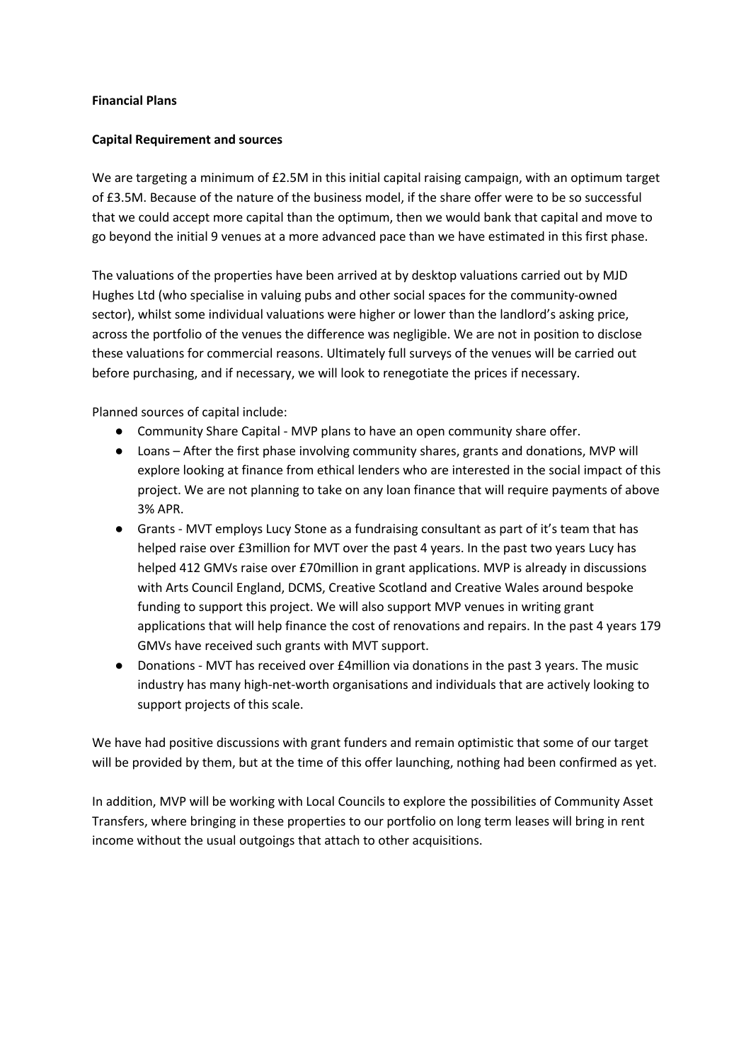**Financial Plans**

**Capital Requirement and sources**

We are targeting a minimum of £2.5M in this initial capital raising campaign, with an optimum target of £3.5M. Because of the nature of the business model, if the share offer were to be so successful that we could accept more capital than the optimum, then we would bank that capital and move to go beyond the initial 9 venues at a more advanced pace than we have estimated in this first phase.

The valuations of the properties have been arrived at by desktop valuations carried out by MJD Hughes Ltd (who specialise in valuing pubs and other social spaces for the community-owned sector), whilst some individual valuations were higher or lower than the landlord's asking price, across the portfolio of the venues the difference was negligible. We are not in position to disclose these valuations for commercial reasons. Ultimately full surveys of the venues will be carried out before purchasing, and if necessary, we will look to renegotiate the prices if necessary.

Planned sources of capital include:

- Community Share Capital - MVP plans to have an open community share offer.
- Loans – After the first phase involving community shares, grants and donations, MVP will explore looking at finance from ethical lenders who are interested in the social impact of this project. We are not planning to take on any loan finance that will require payments of above 3% APR.
- Grants - MVT employs Lucy Stone as a fundraising consultant as part of it's team that has helped raise over £3million for MVT over the past 4 years. In the past two years Lucy has helped 412 GMVs raise over £70million in grant applications. MVP is already in discussions with Arts Council England, DCMS, Creative Scotland and Creative Wales around bespoke funding to support this project. We will also support MVP venues in writing grant applications that will help finance the cost of renovations and repairs. In the past 4 years 179 GMVs have received such grants with MVT support.
- Donations - MVT has received over £4million via donations in the past 3 years. The music industry has many high-net-worth organisations and individuals that are actively looking to support projects of this scale.

We have had positive discussions with grant funders and remain optimistic that some of our target will be provided by them, but at the time of this offer launching, nothing had been confirmed as yet.

In addition, MVP will be working with Local Councils to explore the possibilities of Community Asset Transfers, where bringing in these properties to our portfolio on long term leases will bring in rent income without the usual outgoings that attach to other acquisitions.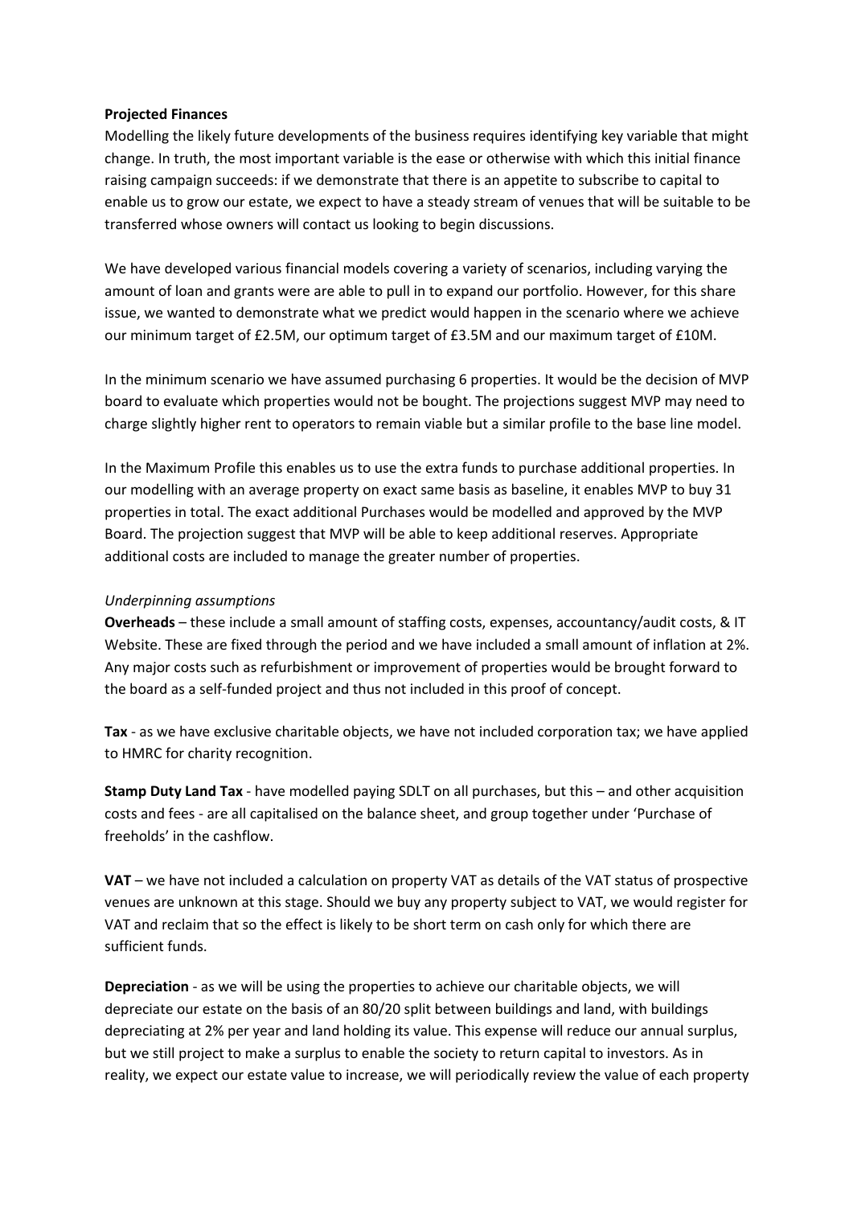**Projected Finances**

Modelling the likely future developments of the business requires identifying key variable that might change. In truth, the most important variable is the ease or otherwise with which this initial finance raising campaign succeeds: if we demonstrate that there is an appetite to subscribe to capital to enable us to grow our estate, we expect to have a steady stream of venues that will be suitable to be transferred whose owners will contact us looking to begin discussions.

We have developed various financial models covering a variety of scenarios, including varying the amount of loan and grants were are able to pull in to expand our portfolio. However, for this share issue, we wanted to demonstrate what we predict would happen in the scenario where we achieve our minimum target of £2.5M, our optimum target of £3.5M and our maximum target of £10M.

In the minimum scenario we have assumed purchasing 6 properties. It would be the decision of MVP board to evaluate which properties would not be bought. The projections suggest MVP may need to charge slightly higher rent to operators to remain viable but a similar profile to the base line model.

In the Maximum Profile this enables us to use the extra funds to purchase additional properties. In our modelling with an average property on exact same basis as baseline, it enables MVP to buy 31 properties in total. The exact additional Purchases would be modelled and approved by the MVP Board. The projection suggest that MVP will be able to keep additional reserves. Appropriate additional costs are included to manage the greater number of properties.

*Underpinning assumptions*

**Overheads** – these include a small amount of staffing costs, expenses, accountancy/audit costs, & IT Website. These are fixed through the period and we have included a small amount of inflation at 2%. Any major costs such as refurbishment or improvement of properties would be brought forward to the board as a self-funded project and thus not included in this proof of concept.

**Tax** - as we have exclusive charitable objects, we have not included corporation tax; we have applied to HMRC for charity recognition.

**Stamp Duty Land Tax** - have modelled paying SDLT on all purchases, but this – and other acquisition costs and fees - are all capitalised on the balance sheet, and group together under 'Purchase of freeholds' in the cashflow.

**VAT** – we have not included a calculation on property VAT as details of the VAT status of prospective venues are unknown at this stage. Should we buy any property subject to VAT, we would register for VAT and reclaim that so the effect is likely to be short term on cash only for which there are sufficient funds.

**Depreciation** - as we will be using the properties to achieve our charitable objects, we will depreciate our estate on the basis of an 80/20 split between buildings and land, with buildings depreciating at 2% per year and land holding its value. This expense will reduce our annual surplus, but we still project to make a surplus to enable the society to return capital to investors. As in reality, we expect our estate value to increase, we will periodically review the value of each property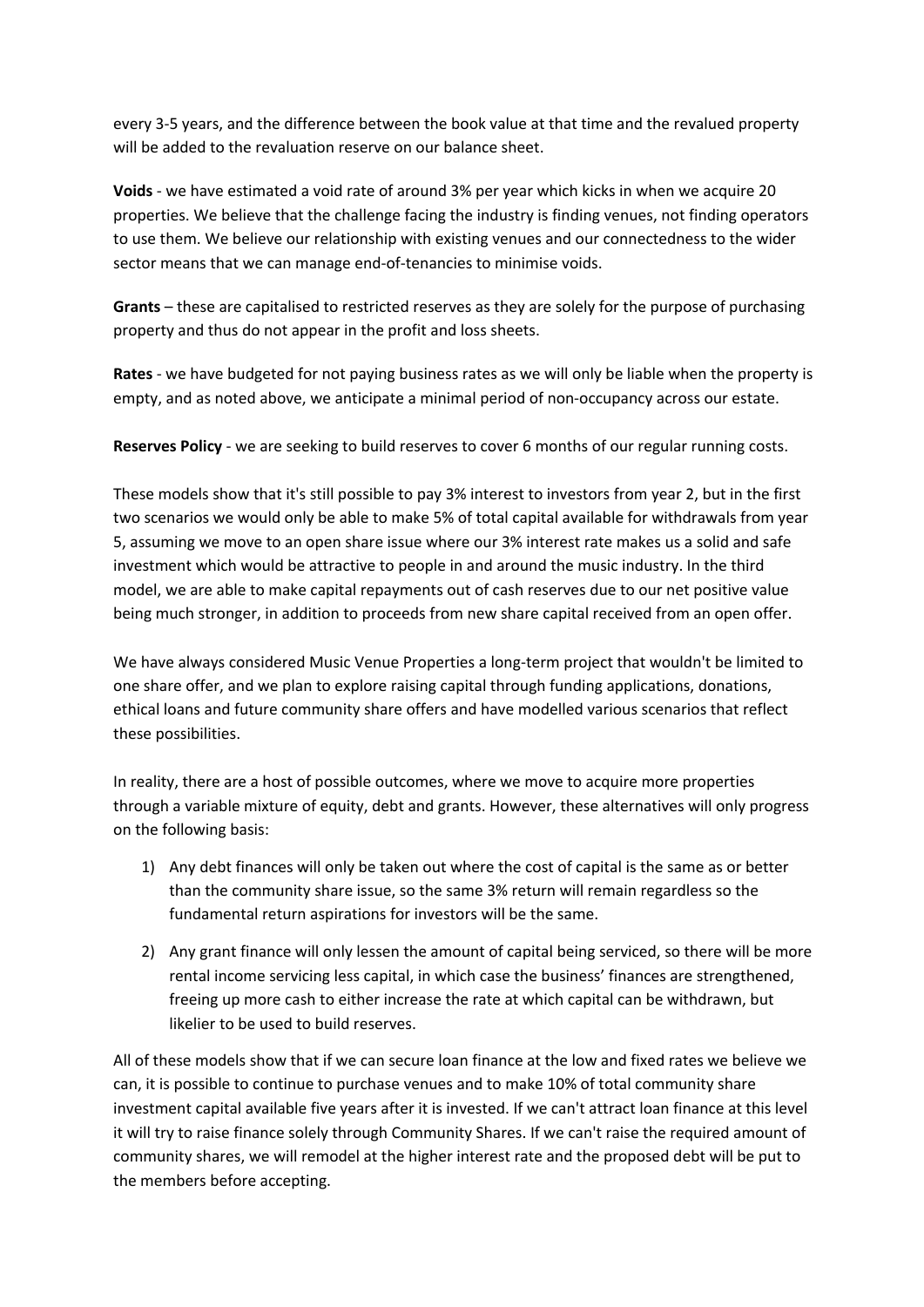every 3-5 years, and the difference between the book value at that time and the revalued property will be added to the revaluation reserve on our balance sheet.

**Voids** - we have estimated a void rate of around 3% per year which kicks in when we acquire 20 properties. We believe that the challenge facing the industry is finding venues, not finding operators to use them. We believe our relationship with existing venues and our connectedness to the wider sector means that we can manage end-of-tenancies to minimise voids.

**Grants** – these are capitalised to restricted reserves as they are solely for the purpose of purchasing property and thus do not appear in the profit and loss sheets.

**Rates** - we have budgeted for not paying business rates as we will only be liable when the property is empty, and as noted above, we anticipate a minimal period of non-occupancy across our estate.

**Reserves Policy** - we are seeking to build reserves to cover 6 months of our regular running costs.

These models show that it's still possible to pay 3% interest to investors from year 2, but in the first two scenarios we would only be able to make 5% of total capital available for withdrawals from year 5, assuming we move to an open share issue where our 3% interest rate makes us a solid and safe investment which would be attractive to people in and around the music industry. In the third model, we are able to make capital repayments out of cash reserves due to our net positive value being much stronger, in addition to proceeds from new share capital received from an open offer.

We have always considered Music Venue Properties a long-term project that wouldn't be limited to one share offer, and we plan to explore raising capital through funding applications, donations, ethical loans and future community share offers and have modelled various scenarios that reflect these possibilities.

In reality, there are a host of possible outcomes, where we move to acquire more properties through a variable mixture of equity, debt and grants. However, these alternatives will only progress on the following basis:

1) Any debt finances will only be taken out where the cost of capital is the same as or better than the community share issue, so the same 3% return will remain regardless so the fundamental return aspirations for investors will be the same.
2) Any grant finance will only lessen the amount of capital being serviced, so there will be more rental income servicing less capital, in which case the business' finances are strengthened, freeing up more cash to either increase the rate at which capital can be withdrawn, but likelier to be used to build reserves.

All of these models show that if we can secure loan finance at the low and fixed rates we believe we can, it is possible to continue to purchase venues and to make 10% of total community share investment capital available five years after it is invested. If we can't attract loan finance at this level it will try to raise finance solely through Community Shares. If we can't raise the required amount of community shares, we will remodel at the higher interest rate and the proposed debt will be put to the members before accepting.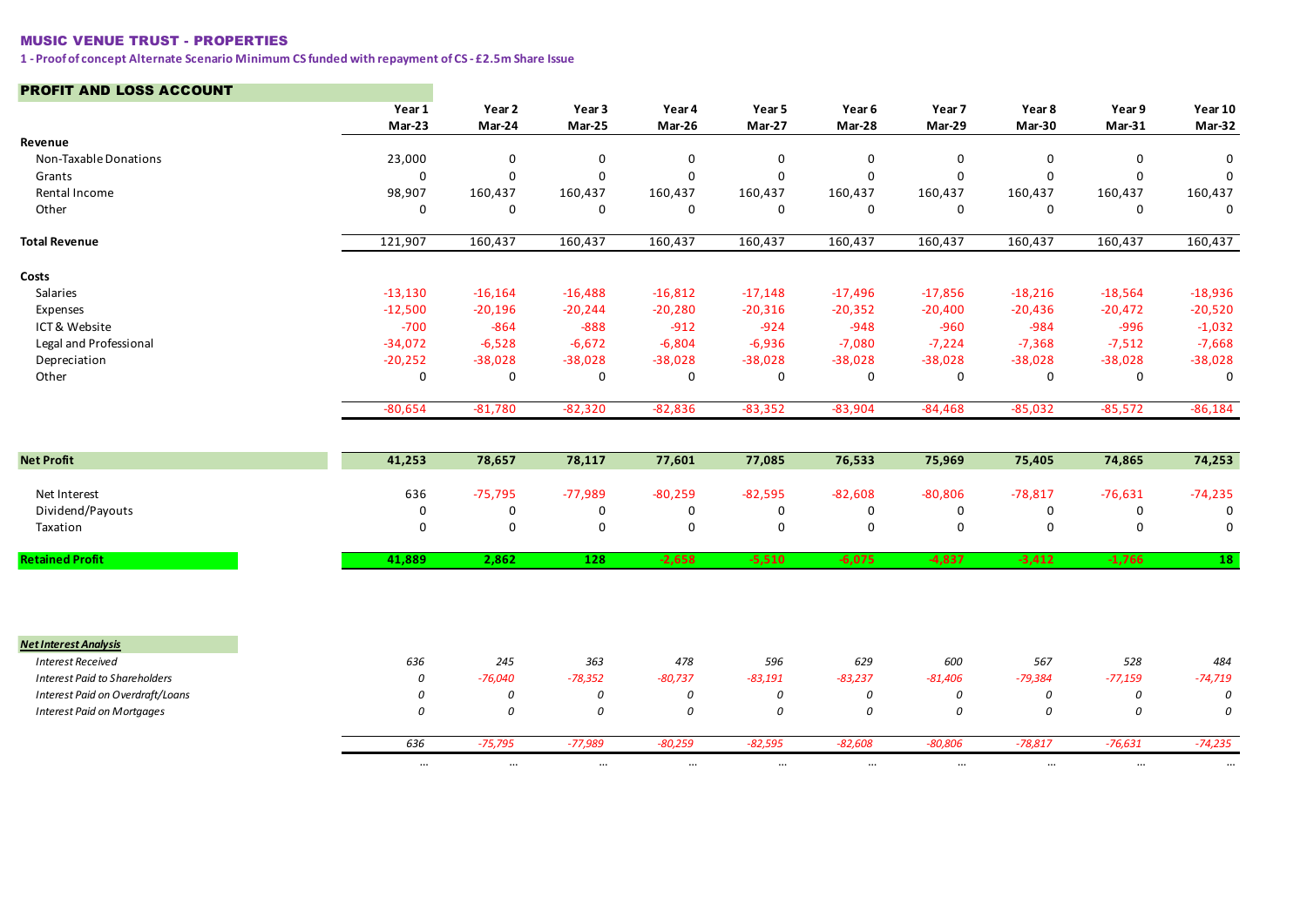## MUSIC VENUE TRUST - PROPERTIES

**1 - Proof of concept Alternate Scenario Minimum CS funded with repayment of CS - £2.5m Share Issue**

### PROFIT AND LOSS ACCOUNT

| | Year 1 | Year 2 | Year 3 | Year 4 | Year 5 | Year 6 | Year 7 | Year 8 | Year 9 | Year 10 |
|---|---|---|---|---|---|---|---|---|---|---|
| | Mar-23 | Mar-24 | Mar-25 | Mar-26 | Mar-27 | Mar-28 | Mar-29 | Mar-30 | Mar-31 | Mar-32 |
| **Revenue** | | | | | | | | | | |
| Non-Taxable Donations | 23,000 | 0 | 0 | 0 | 0 | 0 | 0 | 0 | 0 | 0 |
| Grants | 0 | 0 | 0 | 0 | 0 | 0 | 0 | 0 | 0 | 0 |
| Rental Income | 98,907 | 160,437 | 160,437 | 160,437 | 160,437 | 160,437 | 160,437 | 160,437 | 160,437 | 160,437 |
| Other | 0 | 0 | 0 | 0 | 0 | 0 | 0 | 0 | 0 | 0 |
| **Total Revenue** | 121,907 | 160,437 | 160,437 | 160,437 | 160,437 | 160,437 | 160,437 | 160,437 | 160,437 | 160,437 |
| **Costs** | | | | | | | | | | |
| Salaries | -13,130 | -16,164 | -16,488 | -16,812 | -17,148 | -17,496 | -17,856 | -18,216 | -18,564 | -18,936 |
| Expenses | -12,500 | -20,196 | -20,244 | -20,280 | -20,316 | -20,352 | -20,400 | -20,436 | -20,472 | -20,520 |
| ICT & Website | -700 | -864 | -888 | -912 | -924 | -948 | -960 | -984 | -996 | -1,032 |
| Legal and Professional | -34,072 | -6,528 | -6,672 | -6,804 | -6,936 | -7,080 | -7,224 | -7,368 | -7,512 | -7,668 |
| Depreciation | -20,252 | -38,028 | -38,028 | -38,028 | -38,028 | -38,028 | -38,028 | -38,028 | -38,028 | -38,028 |
| Other | 0 | 0 | 0 | 0 | 0 | 0 | 0 | 0 | 0 | 0 |
| | -80,654 | -81,780 | -82,320 | -82,836 | -83,352 | -83,904 | -84,468 | -85,032 | -85,572 | -86,184 |
| **Net Profit** | **41,253** | **78,657** | **78,117** | **77,601** | **77,085** | **76,533** | **75,969** | **75,405** | **74,865** | **74,253** |
| Net Interest | 636 | -75,795 | -77,989 | -80,259 | -82,595 | -82,608 | -80,806 | -78,817 | -76,631 | -74,235 |
| Dividend/Payouts | 0 | 0 | 0 | 0 | 0 | 0 | 0 | 0 | 0 | 0 |
| Taxation | 0 | 0 | 0 | 0 | 0 | 0 | 0 | 0 | 0 | 0 |
| **Retained Profit** | **41,889** | **2,862** | **128** | **-2,658** | **-5,510** | **-6,075** | **-4,837** | **-3,412** | **-1,766** | **18** |

| ***Net Interest Analysis*** | | | | | | | | | | |
|---|---|---|---|---|---|---|---|---|---|---|
| *Interest Received* | *636* | *245* | *363* | *478* | *596* | *629* | *600* | *567* | *528* | *484* |
| *Interest Paid to Shareholders* | *0* | *-76,040* | *-78,352* | *-80,737* | *-83,191* | *-83,237* | *-81,406* | *-79,384* | *-77,159* | *-74,719* |
| *Interest Paid on Overdraft/Loans* | *0* | *0* | *0* | *0* | *0* | *0* | *0* | *0* | *0* | *0* |
| *Interest Paid on Mortgages* | *0* | *0* | *0* | *0* | *0* | *0* | *0* | *0* | *0* | *0* |
| | *636* | *-75,795* | *-77,989* | *-80,259* | *-82,595* | *-82,608* | *-80,806* | *-78,817* | *-76,631* | *-74,235* |
| | ... | ... | ... | ... | ... | ... | ... | ... | ... | ... |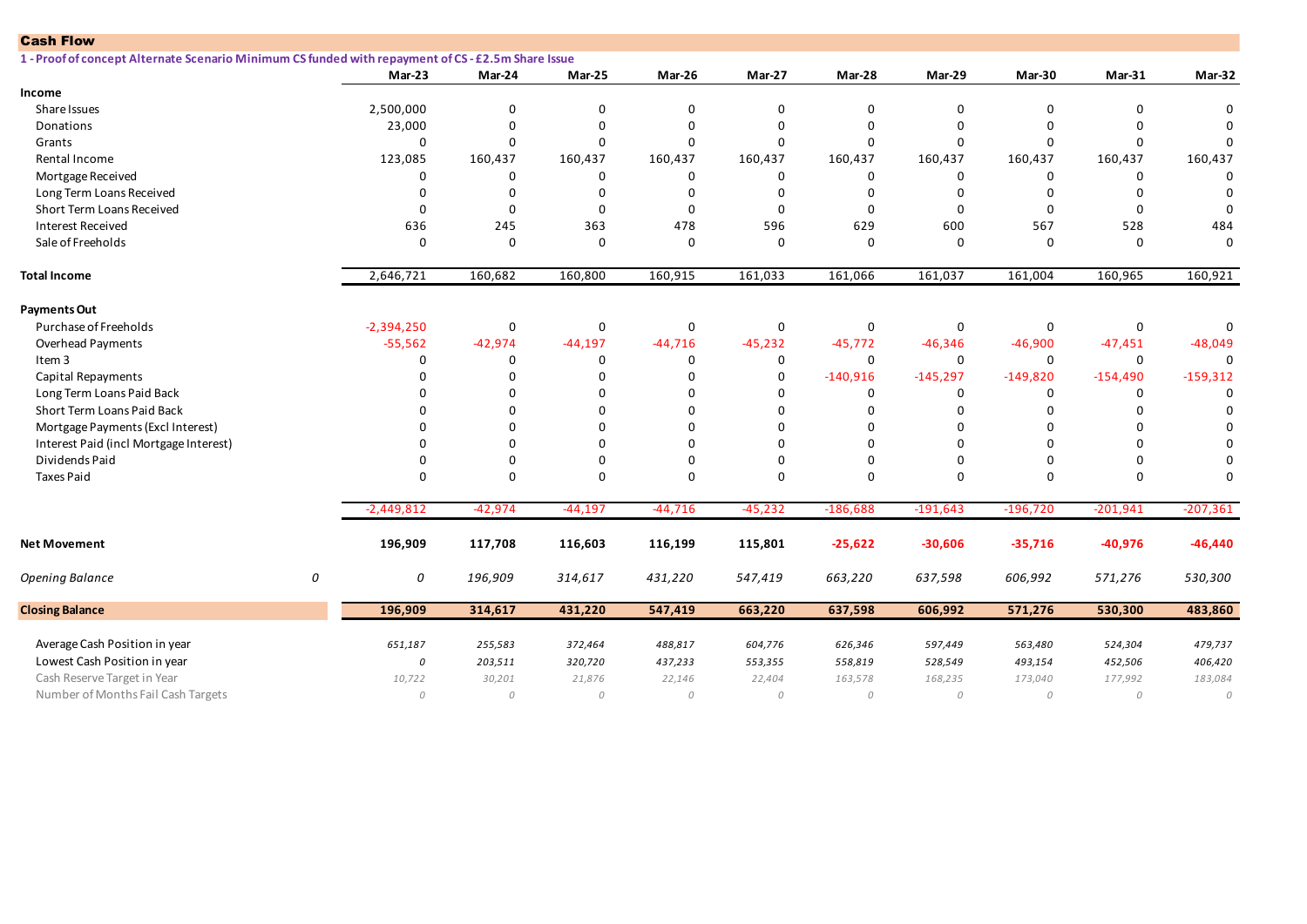## Cash Flow

**1 - Proof of concept Alternate Scenario Minimum CS funded with repayment of CS - £2.5m Share Issue**

| | | Mar-23 | Mar-24 | Mar-25 | Mar-26 | Mar-27 | Mar-28 | Mar-29 | Mar-30 | Mar-31 | Mar-32 |
|---|---|---|---|---|---|---|---|---|---|---|---|
| **Income** | | | | | | | | | | | |
| Share Issues | | 2,500,000 | 0 | 0 | 0 | 0 | 0 | 0 | 0 | 0 | 0 |
| Donations | | 23,000 | 0 | 0 | 0 | 0 | 0 | 0 | 0 | 0 | 0 |
| Grants | | 0 | 0 | 0 | 0 | 0 | 0 | 0 | 0 | 0 | 0 |
| Rental Income | | 123,085 | 160,437 | 160,437 | 160,437 | 160,437 | 160,437 | 160,437 | 160,437 | 160,437 | 160,437 |
| Mortgage Received | | 0 | 0 | 0 | 0 | 0 | 0 | 0 | 0 | 0 | 0 |
| Long Term Loans Received | | 0 | 0 | 0 | 0 | 0 | 0 | 0 | 0 | 0 | 0 |
| Short Term Loans Received | | 0 | 0 | 0 | 0 | 0 | 0 | 0 | 0 | 0 | 0 |
| Interest Received | | 636 | 245 | 363 | 478 | 596 | 629 | 600 | 567 | 528 | 484 |
| Sale of Freeholds | | 0 | 0 | 0 | 0 | 0 | 0 | 0 | 0 | 0 | 0 |
| **Total Income** | | 2,646,721 | 160,682 | 160,800 | 160,915 | 161,033 | 161,066 | 161,037 | 161,004 | 160,965 | 160,921 |
| **Payments Out** | | | | | | | | | | | |
| Purchase of Freeholds | | -2,394,250 | 0 | 0 | 0 | 0 | 0 | 0 | 0 | 0 | 0 |
| Overhead Payments | | -55,562 | -42,974 | -44,197 | -44,716 | -45,232 | -45,772 | -46,346 | -46,900 | -47,451 | -48,049 |
| Item 3 | | 0 | 0 | 0 | 0 | 0 | 0 | 0 | 0 | 0 | 0 |
| Capital Repayments | | 0 | 0 | 0 | 0 | 0 | -140,916 | -145,297 | -149,820 | -154,490 | -159,312 |
| Long Term Loans Paid Back | | 0 | 0 | 0 | 0 | 0 | 0 | 0 | 0 | 0 | 0 |
| Short Term Loans Paid Back | | 0 | 0 | 0 | 0 | 0 | 0 | 0 | 0 | 0 | 0 |
| Mortgage Payments (Excl Interest) | | 0 | 0 | 0 | 0 | 0 | 0 | 0 | 0 | 0 | 0 |
| Interest Paid (incl Mortgage Interest) | | 0 | 0 | 0 | 0 | 0 | 0 | 0 | 0 | 0 | 0 |
| Dividends Paid | | 0 | 0 | 0 | 0 | 0 | 0 | 0 | 0 | 0 | 0 |
| Taxes Paid | | 0 | 0 | 0 | 0 | 0 | 0 | 0 | 0 | 0 | 0 |
| | | -2,449,812 | -42,974 | -44,197 | -44,716 | -45,232 | -186,688 | -191,643 | -196,720 | -201,941 | -207,361 |
| **Net Movement** | | **196,909** | **117,708** | **116,603** | **116,199** | **115,801** | **-25,622** | **-30,606** | **-35,716** | **-40,976** | **-46,440** |
| *Opening Balance* | *0* | *0* | *196,909* | *314,617* | *431,220* | *547,419* | *663,220* | *637,598* | *606,992* | *571,276* | *530,300* |
| **Closing Balance** | | **196,909** | **314,617** | **431,220** | **547,419** | **663,220** | **637,598** | **606,992** | **571,276** | **530,300** | **483,860** |
| Average Cash Position in year | | *651,187* | *255,583* | *372,464* | *488,817* | *604,776* | *626,346* | *597,449* | *563,480* | *524,304* | *479,737* |
| Lowest Cash Position in year | | *0* | *203,511* | *320,720* | *437,233* | *553,355* | *558,819* | *528,549* | *493,154* | *452,506* | *406,420* |
| Cash Reserve Target in Year | | *10,722* | *30,201* | *21,876* | *22,146* | *22,404* | *163,578* | *168,235* | *173,040* | *177,992* | *183,084* |
| Number of Months Fail Cash Targets | | *0* | *0* | *0* | *0* | *0* | *0* | *0* | *0* | *0* | *0* |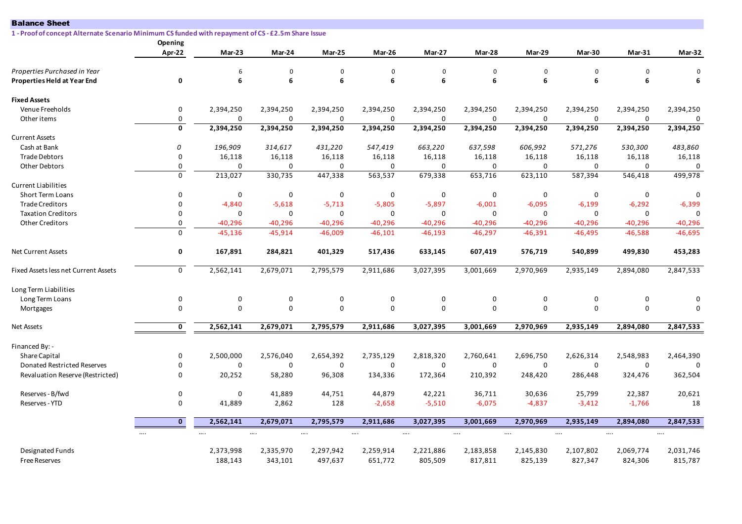## Balance Sheet

**1 - Proof of concept Alternate Scenario Minimum CS funded with repayment of CS - £2.5m Share Issue**

| | Opening Apr-22 | Mar-23 | Mar-24 | Mar-25 | Mar-26 | Mar-27 | Mar-28 | Mar-29 | Mar-30 | Mar-31 | Mar-32 |
|---|---|---|---|---|---|---|---|---|---|---|---|
| *Properties Purchased in Year* | | 6 | 0 | 0 | 0 | 0 | 0 | 0 | 0 | 0 | 0 |
| **Properties Held at Year End** | **0** | **6** | **6** | **6** | **6** | **6** | **6** | **6** | **6** | **6** | **6** |
| **Fixed Assets** | | | | | | | | | | | |
| Venue Freeholds | 0 | 2,394,250 | 2,394,250 | 2,394,250 | 2,394,250 | 2,394,250 | 2,394,250 | 2,394,250 | 2,394,250 | 2,394,250 | 2,394,250 |
| Other items | 0 | 0 | 0 | 0 | 0 | 0 | 0 | 0 | 0 | 0 | 0 |
| | **0** | **2,394,250** | **2,394,250** | **2,394,250** | **2,394,250** | **2,394,250** | **2,394,250** | **2,394,250** | **2,394,250** | **2,394,250** | **2,394,250** |
| Current Assets | | | | | | | | | | | |
| Cash at Bank | *0* | *196,909* | *314,617* | *431,220* | *547,419* | *663,220* | *637,598* | *606,992* | *571,276* | *530,300* | *483,860* |
| Trade Debtors | 0 | 16,118 | 16,118 | 16,118 | 16,118 | 16,118 | 16,118 | 16,118 | 16,118 | 16,118 | 16,118 |
| Other Debtors | 0 | 0 | 0 | 0 | 0 | 0 | 0 | 0 | 0 | 0 | 0 |
| | 0 | 213,027 | 330,735 | 447,338 | 563,537 | 679,338 | 653,716 | 623,110 | 587,394 | 546,418 | 499,978 |
| Current Liabilities | | | | | | | | | | | |
| Short Term Loans | 0 | 0 | 0 | 0 | 0 | 0 | 0 | 0 | 0 | 0 | 0 |
| Trade Creditors | 0 | -4,840 | -5,618 | -5,713 | -5,805 | -5,897 | -6,001 | -6,095 | -6,199 | -6,292 | -6,399 |
| Taxation Creditors | 0 | 0 | 0 | 0 | 0 | 0 | 0 | 0 | 0 | 0 | 0 |
| Other Creditors | 0 | -40,296 | -40,296 | -40,296 | -40,296 | -40,296 | -40,296 | -40,296 | -40,296 | -40,296 | -40,296 |
| | 0 | -45,136 | -45,914 | -46,009 | -46,101 | -46,193 | -46,297 | -46,391 | -46,495 | -46,588 | -46,695 |
| Net Current Assets | **0** | **167,891** | **284,821** | **401,329** | **517,436** | **633,145** | **607,419** | **576,719** | **540,899** | **499,830** | **453,283** |
| Fixed Assets less net Current Assets | 0 | 2,562,141 | 2,679,071 | 2,795,579 | 2,911,686 | 3,027,395 | 3,001,669 | 2,970,969 | 2,935,149 | 2,894,080 | 2,847,533 |
| Long Term Liabilities | | | | | | | | | | | |
| Long Term Loans | 0 | 0 | 0 | 0 | 0 | 0 | 0 | 0 | 0 | 0 | 0 |
| Mortgages | 0 | 0 | 0 | 0 | 0 | 0 | 0 | 0 | 0 | 0 | 0 |
| Net Assets | **0** | **2,562,141** | **2,679,071** | **2,795,579** | **2,911,686** | **3,027,395** | **3,001,669** | **2,970,969** | **2,935,149** | **2,894,080** | **2,847,533** |
| Financed By: - | | | | | | | | | | | |
| Share Capital | 0 | 2,500,000 | 2,576,040 | 2,654,392 | 2,735,129 | 2,818,320 | 2,760,641 | 2,696,750 | 2,626,314 | 2,548,983 | 2,464,390 |
| Donated Restricted Reserves | 0 | 0 | 0 | 0 | 0 | 0 | 0 | 0 | 0 | 0 | 0 |
| Revaluation Reserve (Restricted) | 0 | 20,252 | 58,280 | 96,308 | 134,336 | 172,364 | 210,392 | 248,420 | 286,448 | 324,476 | 362,504 |
| Reserves - B/fwd | 0 | 0 | 41,889 | 44,751 | 44,879 | 42,221 | 36,711 | 30,636 | 25,799 | 22,387 | 20,621 |
| Reserves - YTD | 0 | 41,889 | 2,862 | 128 | -2,658 | -5,510 | -6,075 | -4,837 | -3,412 | -1,766 | 18 |
| | **0** | **2,562,141** | **2,679,071** | **2,795,579** | **2,911,686** | **3,027,395** | **3,001,669** | **2,970,969** | **2,935,149** | **2,894,080** | **2,847,533** |
| | .... | .... | .... | .... | .... | .... | .... | .... | .... | .... | .... |
| Designated Funds | | 2,373,998 | 2,335,970 | 2,297,942 | 2,259,914 | 2,221,886 | 2,183,858 | 2,145,830 | 2,107,802 | 2,069,774 | 2,031,746 |
| Free Reserves | | 188,143 | 343,101 | 497,637 | 651,772 | 805,509 | 817,811 | 825,139 | 827,347 | 824,306 | 815,787 |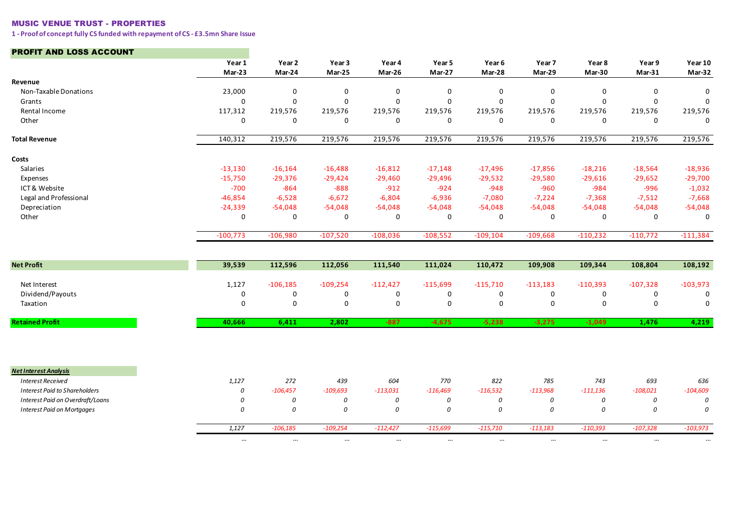**MUSIC VENUE TRUST - PROPERTIES**

**1 - Proof of concept fully CS funded with repayment of CS - £3.5mn Share Issue**

## PROFIT AND LOSS ACCOUNT

| | Year 1<br>Mar-23 | Year 2<br>Mar-24 | Year 3<br>Mar-25 | Year 4<br>Mar-26 | Year 5<br>Mar-27 | Year 6<br>Mar-28 | Year 7<br>Mar-29 | Year 8<br>Mar-30 | Year 9<br>Mar-31 | Year 10<br>Mar-32 |
|---|---|---|---|---|---|---|---|---|---|---|
| **Revenue** | | | | | | | | | | |
| Non-Taxable Donations | 23,000 | 0 | 0 | 0 | 0 | 0 | 0 | 0 | 0 | 0 |
| Grants | 0 | 0 | 0 | 0 | 0 | 0 | 0 | 0 | 0 | 0 |
| Rental Income | 117,312 | 219,576 | 219,576 | 219,576 | 219,576 | 219,576 | 219,576 | 219,576 | 219,576 | 219,576 |
| Other | 0 | 0 | 0 | 0 | 0 | 0 | 0 | 0 | 0 | 0 |
| **Total Revenue** | 140,312 | 219,576 | 219,576 | 219,576 | 219,576 | 219,576 | 219,576 | 219,576 | 219,576 | 219,576 |
| **Costs** | | | | | | | | | | |
| Salaries | -13,130 | -16,164 | -16,488 | -16,812 | -17,148 | -17,496 | -17,856 | -18,216 | -18,564 | -18,936 |
| Expenses | -15,750 | -29,376 | -29,424 | -29,460 | -29,496 | -29,532 | -29,580 | -29,616 | -29,652 | -29,700 |
| ICT & Website | -700 | -864 | -888 | -912 | -924 | -948 | -960 | -984 | -996 | -1,032 |
| Legal and Professional | -46,854 | -6,528 | -6,672 | -6,804 | -6,936 | -7,080 | -7,224 | -7,368 | -7,512 | -7,668 |
| Depreciation | -24,339 | -54,048 | -54,048 | -54,048 | -54,048 | -54,048 | -54,048 | -54,048 | -54,048 | -54,048 |
| Other | 0 | 0 | 0 | 0 | 0 | 0 | 0 | 0 | 0 | 0 |
| | -100,773 | -106,980 | -107,520 | -108,036 | -108,552 | -109,104 | -109,668 | -110,232 | -110,772 | -111,384 |
| **Net Profit** | **39,539** | **112,596** | **112,056** | **111,540** | **111,024** | **110,472** | **109,908** | **109,344** | **108,804** | **108,192** |
| Net Interest | 1,127 | -106,185 | -109,254 | -112,427 | -115,699 | -115,710 | -113,183 | -110,393 | -107,328 | -103,973 |
| Dividend/Payouts | 0 | 0 | 0 | 0 | 0 | 0 | 0 | 0 | 0 | 0 |
| Taxation | 0 | 0 | 0 | 0 | 0 | 0 | 0 | 0 | 0 | 0 |
| **Retained Profit** | **40,666** | **6,411** | **2,802** | **-887** | **-4,675** | **-5,238** | **-3,275** | **-1,049** | **1,476** | **4,219** |

***Net Interest Analysis***

| | | | | | | | | | | |
|---|---|---|---|---|---|---|---|---|---|---|
| *Interest Received* | *1,127* | *272* | *439* | *604* | *770* | *822* | *785* | *743* | *693* | *636* |
| *Interest Paid to Shareholders* | *0* | *-106,457* | *-109,693* | *-113,031* | *-116,469* | *-116,532* | *-113,968* | *-111,136* | *-108,021* | *-104,609* |
| *Interest Paid on Overdraft/Loans* | *0* | *0* | *0* | *0* | *0* | *0* | *0* | *0* | *0* | *0* |
| *Interest Paid on Mortgages* | *0* | *0* | *0* | *0* | *0* | *0* | *0* | *0* | *0* | *0* |
| | *1,127* | *-106,185* | *-109,254* | *-112,427* | *-115,699* | *-115,710* | *-113,183* | *-110,393* | *-107,328* | *-103,973* |
| | ... | ... | ... | ... | ... | ... | ... | ... | ... | ... |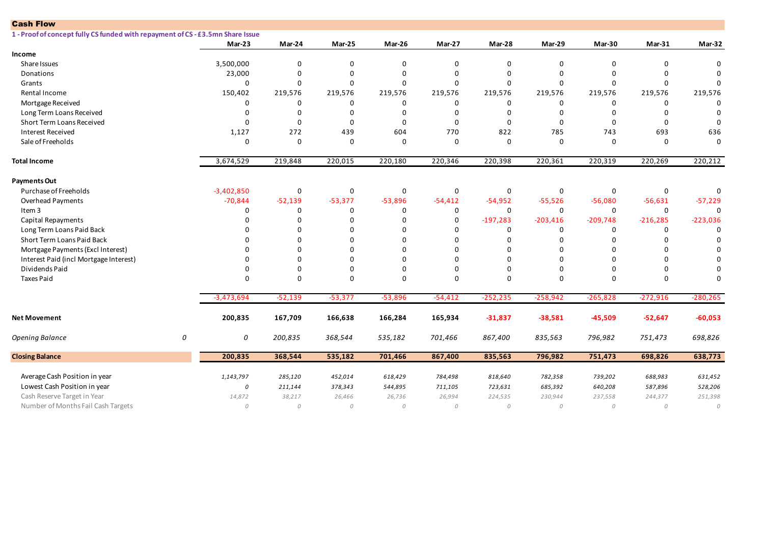## Cash Flow

**1 - Proof of concept fully CS funded with repayment of CS - £3.5mn Share Issue**

| | | Mar-23 | Mar-24 | Mar-25 | Mar-26 | Mar-27 | Mar-28 | Mar-29 | Mar-30 | Mar-31 | Mar-32 |
|---|---|---|---|---|---|---|---|---|---|---|---|
| **Income** | | | | | | | | | | | |
| Share Issues | | 3,500,000 | 0 | 0 | 0 | 0 | 0 | 0 | 0 | 0 | 0 |
| Donations | | 23,000 | 0 | 0 | 0 | 0 | 0 | 0 | 0 | 0 | 0 |
| Grants | | 0 | 0 | 0 | 0 | 0 | 0 | 0 | 0 | 0 | 0 |
| Rental Income | | 150,402 | 219,576 | 219,576 | 219,576 | 219,576 | 219,576 | 219,576 | 219,576 | 219,576 | 219,576 |
| Mortgage Received | | 0 | 0 | 0 | 0 | 0 | 0 | 0 | 0 | 0 | 0 |
| Long Term Loans Received | | 0 | 0 | 0 | 0 | 0 | 0 | 0 | 0 | 0 | 0 |
| Short Term Loans Received | | 0 | 0 | 0 | 0 | 0 | 0 | 0 | 0 | 0 | 0 |
| Interest Received | | 1,127 | 272 | 439 | 604 | 770 | 822 | 785 | 743 | 693 | 636 |
| Sale of Freeholds | | 0 | 0 | 0 | 0 | 0 | 0 | 0 | 0 | 0 | 0 |
| **Total Income** | | 3,674,529 | 219,848 | 220,015 | 220,180 | 220,346 | 220,398 | 220,361 | 220,319 | 220,269 | 220,212 |
| **Payments Out** | | | | | | | | | | | |
| Purchase of Freeholds | | -3,402,850 | 0 | 0 | 0 | 0 | 0 | 0 | 0 | 0 | 0 |
| Overhead Payments | | -70,844 | -52,139 | -53,377 | -53,896 | -54,412 | -54,952 | -55,526 | -56,080 | -56,631 | -57,229 |
| Item 3 | | 0 | 0 | 0 | 0 | 0 | 0 | 0 | 0 | 0 | 0 |
| Capital Repayments | | 0 | 0 | 0 | 0 | 0 | -197,283 | -203,416 | -209,748 | -216,285 | -223,036 |
| Long Term Loans Paid Back | | 0 | 0 | 0 | 0 | 0 | 0 | 0 | 0 | 0 | 0 |
| Short Term Loans Paid Back | | 0 | 0 | 0 | 0 | 0 | 0 | 0 | 0 | 0 | 0 |
| Mortgage Payments (Excl Interest) | | 0 | 0 | 0 | 0 | 0 | 0 | 0 | 0 | 0 | 0 |
| Interest Paid (incl Mortgage Interest) | | 0 | 0 | 0 | 0 | 0 | 0 | 0 | 0 | 0 | 0 |
| Dividends Paid | | 0 | 0 | 0 | 0 | 0 | 0 | 0 | 0 | 0 | 0 |
| Taxes Paid | | 0 | 0 | 0 | 0 | 0 | 0 | 0 | 0 | 0 | 0 |
| | | -3,473,694 | -52,139 | -53,377 | -53,896 | -54,412 | -252,235 | -258,942 | -265,828 | -272,916 | -280,265 |
| **Net Movement** | | **200,835** | **167,709** | **166,638** | **166,284** | **165,934** | **-31,837** | **-38,581** | **-45,509** | **-52,647** | **-60,053** |
| *Opening Balance* | *0* | *0* | *200,835* | *368,544* | *535,182* | *701,466* | *867,400* | *835,563* | *796,982* | *751,473* | *698,826* |
| **Closing Balance** | | **200,835** | **368,544** | **535,182** | **701,466** | **867,400** | **835,563** | **796,982** | **751,473** | **698,826** | **638,773** |
| Average Cash Position in year | | *1,143,797* | *285,120* | *452,014* | *618,429* | *784,498* | *818,640* | *782,358* | *739,202* | *688,983* | *631,452* |
| Lowest Cash Position in year | | *0* | *211,144* | *378,343* | *544,895* | *711,105* | *723,631* | *685,392* | *640,208* | *587,896* | *528,206* |
| Cash Reserve Target in Year | | *14,872* | *38,217* | *26,466* | *26,736* | *26,994* | *224,535* | *230,944* | *237,558* | *244,377* | *251,398* |
| Number of Months Fail Cash Targets | | *0* | *0* | *0* | *0* | *0* | *0* | *0* | *0* | *0* | *0* |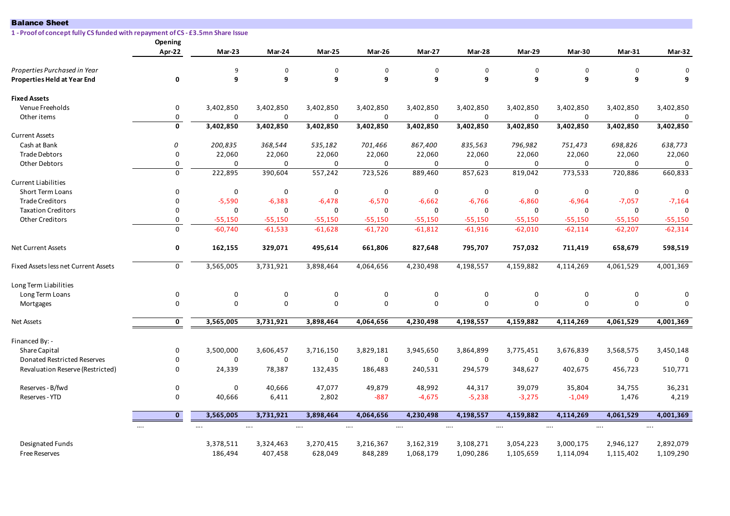## Balance Sheet

**1 - Proof of concept fully CS funded with repayment of CS - £3.5mn Share Issue**

| | Opening Apr-22 | Mar-23 | Mar-24 | Mar-25 | Mar-26 | Mar-27 | Mar-28 | Mar-29 | Mar-30 | Mar-31 | Mar-32 |
|---|---|---|---|---|---|---|---|---|---|---|---|
| *Properties Purchased in Year* | | 9 | 0 | 0 | 0 | 0 | 0 | 0 | 0 | 0 | 0 |
| **Properties Held at Year End** | **0** | **9** | **9** | **9** | **9** | **9** | **9** | **9** | **9** | **9** | **9** |
| **Fixed Assets** | | | | | | | | | | | |
| Venue Freeholds | 0 | 3,402,850 | 3,402,850 | 3,402,850 | 3,402,850 | 3,402,850 | 3,402,850 | 3,402,850 | 3,402,850 | 3,402,850 | 3,402,850 |
| Other items | 0 | 0 | 0 | 0 | 0 | 0 | 0 | 0 | 0 | 0 | 0 |
| | **0** | **3,402,850** | **3,402,850** | **3,402,850** | **3,402,850** | **3,402,850** | **3,402,850** | **3,402,850** | **3,402,850** | **3,402,850** | **3,402,850** |
| Current Assets | | | | | | | | | | | |
| Cash at Bank | *0* | *200,835* | *368,544* | *535,182* | *701,466* | *867,400* | *835,563* | *796,982* | *751,473* | *698,826* | *638,773* |
| Trade Debtors | 0 | 22,060 | 22,060 | 22,060 | 22,060 | 22,060 | 22,060 | 22,060 | 22,060 | 22,060 | 22,060 |
| Other Debtors | 0 | 0 | 0 | 0 | 0 | 0 | 0 | 0 | 0 | 0 | 0 |
| | 0 | 222,895 | 390,604 | 557,242 | 723,526 | 889,460 | 857,623 | 819,042 | 773,533 | 720,886 | 660,833 |
| Current Liabilities | | | | | | | | | | | |
| Short Term Loans | 0 | 0 | 0 | 0 | 0 | 0 | 0 | 0 | 0 | 0 | 0 |
| Trade Creditors | 0 | -5,590 | -6,383 | -6,478 | -6,570 | -6,662 | -6,766 | -6,860 | -6,964 | -7,057 | -7,164 |
| Taxation Creditors | 0 | 0 | 0 | 0 | 0 | 0 | 0 | 0 | 0 | 0 | 0 |
| Other Creditors | 0 | -55,150 | -55,150 | -55,150 | -55,150 | -55,150 | -55,150 | -55,150 | -55,150 | -55,150 | -55,150 |
| | 0 | -60,740 | -61,533 | -61,628 | -61,720 | -61,812 | -61,916 | -62,010 | -62,114 | -62,207 | -62,314 |
| Net Current Assets | **0** | **162,155** | **329,071** | **495,614** | **661,806** | **827,648** | **795,707** | **757,032** | **711,419** | **658,679** | **598,519** |
| Fixed Assets less net Current Assets | 0 | 3,565,005 | 3,731,921 | 3,898,464 | 4,064,656 | 4,230,498 | 4,198,557 | 4,159,882 | 4,114,269 | 4,061,529 | 4,001,369 |
| Long Term Liabilities | | | | | | | | | | | |
| Long Term Loans | 0 | 0 | 0 | 0 | 0 | 0 | 0 | 0 | 0 | 0 | 0 |
| Mortgages | 0 | 0 | 0 | 0 | 0 | 0 | 0 | 0 | 0 | 0 | 0 |
| Net Assets | **0** | **3,565,005** | **3,731,921** | **3,898,464** | **4,064,656** | **4,230,498** | **4,198,557** | **4,159,882** | **4,114,269** | **4,061,529** | **4,001,369** |
| Financed By: - | | | | | | | | | | | |
| Share Capital | 0 | 3,500,000 | 3,606,457 | 3,716,150 | 3,829,181 | 3,945,650 | 3,864,899 | 3,775,451 | 3,676,839 | 3,568,575 | 3,450,148 |
| Donated Restricted Reserves | 0 | 0 | 0 | 0 | 0 | 0 | 0 | 0 | 0 | 0 | 0 |
| Revaluation Reserve (Restricted) | 0 | 24,339 | 78,387 | 132,435 | 186,483 | 240,531 | 294,579 | 348,627 | 402,675 | 456,723 | 510,771 |
| Reserves - B/fwd | 0 | 0 | 40,666 | 47,077 | 49,879 | 48,992 | 44,317 | 39,079 | 35,804 | 34,755 | 36,231 |
| Reserves - YTD | 0 | 40,666 | 6,411 | 2,802 | -887 | -4,675 | -5,238 | -3,275 | -1,049 | 1,476 | 4,219 |
| | **0** | **3,565,005** | **3,731,921** | **3,898,464** | **4,064,656** | **4,230,498** | **4,198,557** | **4,159,882** | **4,114,269** | **4,061,529** | **4,001,369** |
| | .... | .... | .... | .... | .... | .... | .... | .... | .... | .... | .... |
| Designated Funds | | 3,378,511 | 3,324,463 | 3,270,415 | 3,216,367 | 3,162,319 | 3,108,271 | 3,054,223 | 3,000,175 | 2,946,127 | 2,892,079 |
| Free Reserves | | 186,494 | 407,458 | 628,049 | 848,289 | 1,068,179 | 1,090,286 | 1,105,659 | 1,114,094 | 1,115,402 | 1,109,290 |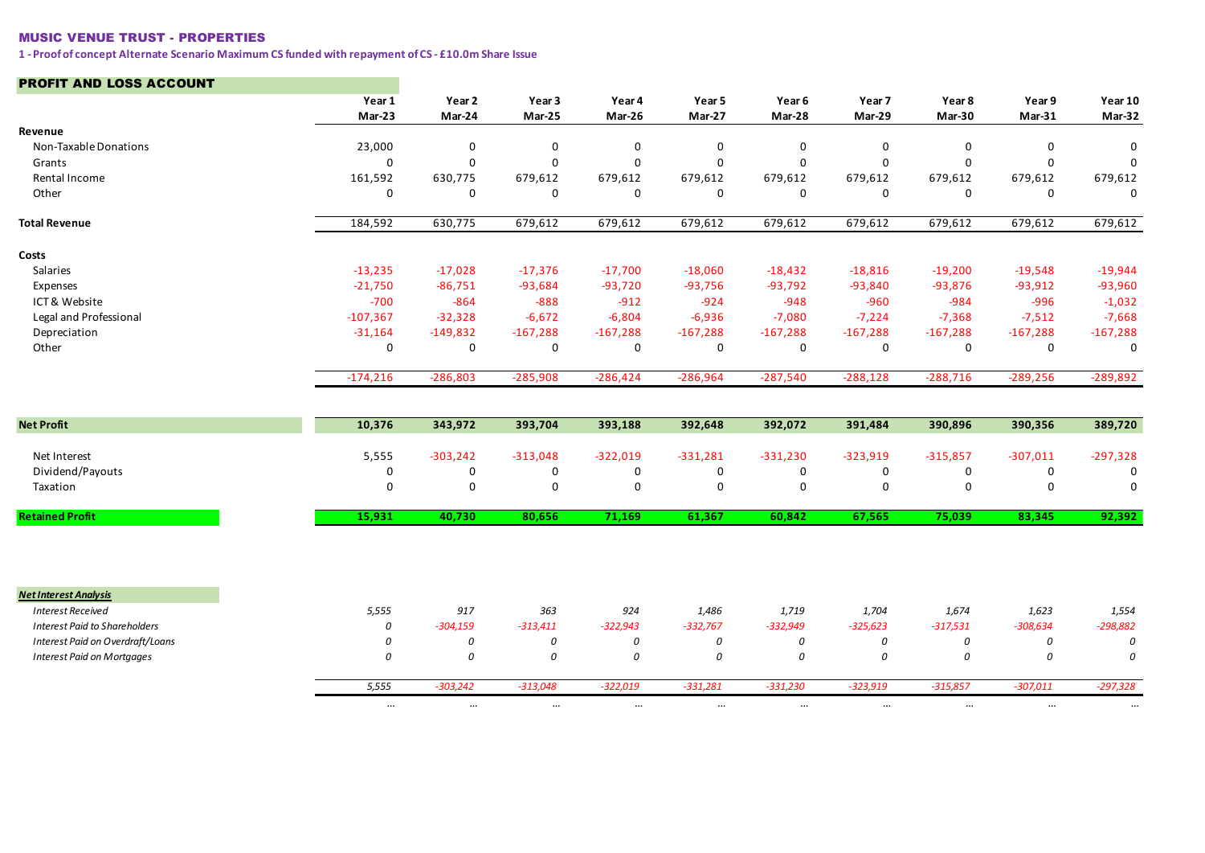**MUSIC VENUE TRUST - PROPERTIES**

**1 - Proof of concept Alternate Scenario Maximum CS funded with repayment of CS - £10.0m Share Issue**

## PROFIT AND LOSS ACCOUNT

| | Year 1<br>Mar-23 | Year 2<br>Mar-24 | Year 3<br>Mar-25 | Year 4<br>Mar-26 | Year 5<br>Mar-27 | Year 6<br>Mar-28 | Year 7<br>Mar-29 | Year 8<br>Mar-30 | Year 9<br>Mar-31 | Year 10<br>Mar-32 |
|---|---|---|---|---|---|---|---|---|---|---|
| **Revenue** | | | | | | | | | | |
| Non-Taxable Donations | 23,000 | 0 | 0 | 0 | 0 | 0 | 0 | 0 | 0 | 0 |
| Grants | 0 | 0 | 0 | 0 | 0 | 0 | 0 | 0 | 0 | 0 |
| Rental Income | 161,592 | 630,775 | 679,612 | 679,612 | 679,612 | 679,612 | 679,612 | 679,612 | 679,612 | 679,612 |
| Other | 0 | 0 | 0 | 0 | 0 | 0 | 0 | 0 | 0 | 0 |
| **Total Revenue** | 184,592 | 630,775 | 679,612 | 679,612 | 679,612 | 679,612 | 679,612 | 679,612 | 679,612 | 679,612 |
| **Costs** | | | | | | | | | | |
| Salaries | -13,235 | -17,028 | -17,376 | -17,700 | -18,060 | -18,432 | -18,816 | -19,200 | -19,548 | -19,944 |
| Expenses | -21,750 | -86,751 | -93,684 | -93,720 | -93,756 | -93,792 | -93,840 | -93,876 | -93,912 | -93,960 |
| ICT & Website | -700 | -864 | -888 | -912 | -924 | -948 | -960 | -984 | -996 | -1,032 |
| Legal and Professional | -107,367 | -32,328 | -6,672 | -6,804 | -6,936 | -7,080 | -7,224 | -7,368 | -7,512 | -7,668 |
| Depreciation | -31,164 | -149,832 | -167,288 | -167,288 | -167,288 | -167,288 | -167,288 | -167,288 | -167,288 | -167,288 |
| Other | 0 | 0 | 0 | 0 | 0 | 0 | 0 | 0 | 0 | 0 |
| | -174,216 | -286,803 | -285,908 | -286,424 | -286,964 | -287,540 | -288,128 | -288,716 | -289,256 | -289,892 |
| **Net Profit** | **10,376** | **343,972** | **393,704** | **393,188** | **392,648** | **392,072** | **391,484** | **390,896** | **390,356** | **389,720** |
| Net Interest | 5,555 | -303,242 | -313,048 | -322,019 | -331,281 | -331,230 | -323,919 | -315,857 | -307,011 | -297,328 |
| Dividend/Payouts | 0 | 0 | 0 | 0 | 0 | 0 | 0 | 0 | 0 | 0 |
| Taxation | 0 | 0 | 0 | 0 | 0 | 0 | 0 | 0 | 0 | 0 |
| **Retained Profit** | **15,931** | **40,730** | **80,656** | **71,169** | **61,367** | **60,842** | **67,565** | **75,039** | **83,345** | **92,392** |

| ***Net Interest Analysis*** | | | | | | | | | | |
|---|---|---|---|---|---|---|---|---|---|---|
| *Interest Received* | *5,555* | *917* | *363* | *924* | *1,486* | *1,719* | *1,704* | *1,674* | *1,623* | *1,554* |
| *Interest Paid to Shareholders* | *0* | *-304,159* | *-313,411* | *-322,943* | *-332,767* | *-332,949* | *-325,623* | *-317,531* | *-308,634* | *-298,882* |
| *Interest Paid on Overdraft/Loans* | *0* | *0* | *0* | *0* | *0* | *0* | *0* | *0* | *0* | *0* |
| *Interest Paid on Mortgages* | *0* | *0* | *0* | *0* | *0* | *0* | *0* | *0* | *0* | *0* |
| | *5,555* | *-303,242* | *-313,048* | *-322,019* | *-331,281* | *-331,230* | *-323,919* | *-315,857* | *-307,011* | *-297,328* |
| | ... | ... | ... | ... | ... | ... | ... | ... | ... | ... |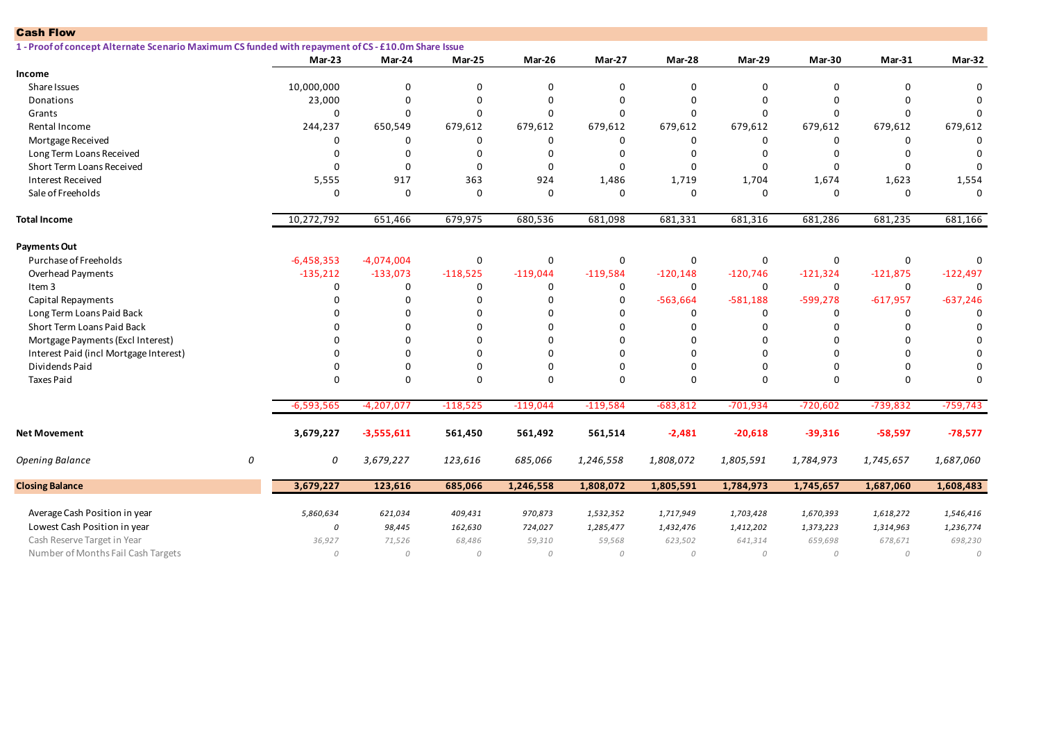## Cash Flow

**1 - Proof of concept Alternate Scenario Maximum CS funded with repayment of CS - £10.0m Share Issue**

| | | Mar-23 | Mar-24 | Mar-25 | Mar-26 | Mar-27 | Mar-28 | Mar-29 | Mar-30 | Mar-31 | Mar-32 |
|---|---|---|---|---|---|---|---|---|---|---|---|
| **Income** | | | | | | | | | | | |
| Share Issues | | 10,000,000 | 0 | 0 | 0 | 0 | 0 | 0 | 0 | 0 | 0 |
| Donations | | 23,000 | 0 | 0 | 0 | 0 | 0 | 0 | 0 | 0 | 0 |
| Grants | | 0 | 0 | 0 | 0 | 0 | 0 | 0 | 0 | 0 | 0 |
| Rental Income | | 244,237 | 650,549 | 679,612 | 679,612 | 679,612 | 679,612 | 679,612 | 679,612 | 679,612 | 679,612 |
| Mortgage Received | | 0 | 0 | 0 | 0 | 0 | 0 | 0 | 0 | 0 | 0 |
| Long Term Loans Received | | 0 | 0 | 0 | 0 | 0 | 0 | 0 | 0 | 0 | 0 |
| Short Term Loans Received | | 0 | 0 | 0 | 0 | 0 | 0 | 0 | 0 | 0 | 0 |
| Interest Received | | 5,555 | 917 | 363 | 924 | 1,486 | 1,719 | 1,704 | 1,674 | 1,623 | 1,554 |
| Sale of Freeholds | | 0 | 0 | 0 | 0 | 0 | 0 | 0 | 0 | 0 | 0 |
| **Total Income** | | 10,272,792 | 651,466 | 679,975 | 680,536 | 681,098 | 681,331 | 681,316 | 681,286 | 681,235 | 681,166 |
| **Payments Out** | | | | | | | | | | | |
| Purchase of Freeholds | | -6,458,353 | -4,074,004 | 0 | 0 | 0 | 0 | 0 | 0 | 0 | 0 |
| Overhead Payments | | -135,212 | -133,073 | -118,525 | -119,044 | -119,584 | -120,148 | -120,746 | -121,324 | -121,875 | -122,497 |
| Item 3 | | 0 | 0 | 0 | 0 | 0 | 0 | 0 | 0 | 0 | 0 |
| Capital Repayments | | 0 | 0 | 0 | 0 | 0 | -563,664 | -581,188 | -599,278 | -617,957 | -637,246 |
| Long Term Loans Paid Back | | 0 | 0 | 0 | 0 | 0 | 0 | 0 | 0 | 0 | 0 |
| Short Term Loans Paid Back | | 0 | 0 | 0 | 0 | 0 | 0 | 0 | 0 | 0 | 0 |
| Mortgage Payments (Excl Interest) | | 0 | 0 | 0 | 0 | 0 | 0 | 0 | 0 | 0 | 0 |
| Interest Paid (incl Mortgage Interest) | | 0 | 0 | 0 | 0 | 0 | 0 | 0 | 0 | 0 | 0 |
| Dividends Paid | | 0 | 0 | 0 | 0 | 0 | 0 | 0 | 0 | 0 | 0 |
| Taxes Paid | | 0 | 0 | 0 | 0 | 0 | 0 | 0 | 0 | 0 | 0 |
| | | -6,593,565 | -4,207,077 | -118,525 | -119,044 | -119,584 | -683,812 | -701,934 | -720,602 | -739,832 | -759,743 |
| **Net Movement** | | **3,679,227** | **-3,555,611** | **561,450** | **561,492** | **561,514** | **-2,481** | **-20,618** | **-39,316** | **-58,597** | **-78,577** |
| *Opening Balance* | *0* | *0* | *3,679,227* | *123,616* | *685,066* | *1,246,558* | *1,808,072* | *1,805,591* | *1,784,973* | *1,745,657* | *1,687,060* |
| **Closing Balance** | | **3,679,227** | **123,616** | **685,066** | **1,246,558** | **1,808,072** | **1,805,591** | **1,784,973** | **1,745,657** | **1,687,060** | **1,608,483** |
| Average Cash Position in year | | *5,860,634* | *621,034* | *409,431* | *970,873* | *1,532,352* | *1,717,949* | *1,703,428* | *1,670,393* | *1,618,272* | *1,546,416* |
| Lowest Cash Position in year | | *0* | *98,445* | *162,630* | *724,027* | *1,285,477* | *1,432,476* | *1,412,202* | *1,373,223* | *1,314,963* | *1,236,774* |
| Cash Reserve Target in Year | | *36,927* | *71,526* | *68,486* | *59,310* | *59,568* | *623,502* | *641,314* | *659,698* | *678,671* | *698,230* |
| Number of Months Fail Cash Targets | | *0* | *0* | *0* | *0* | *0* | *0* | *0* | *0* | *0* | *0* |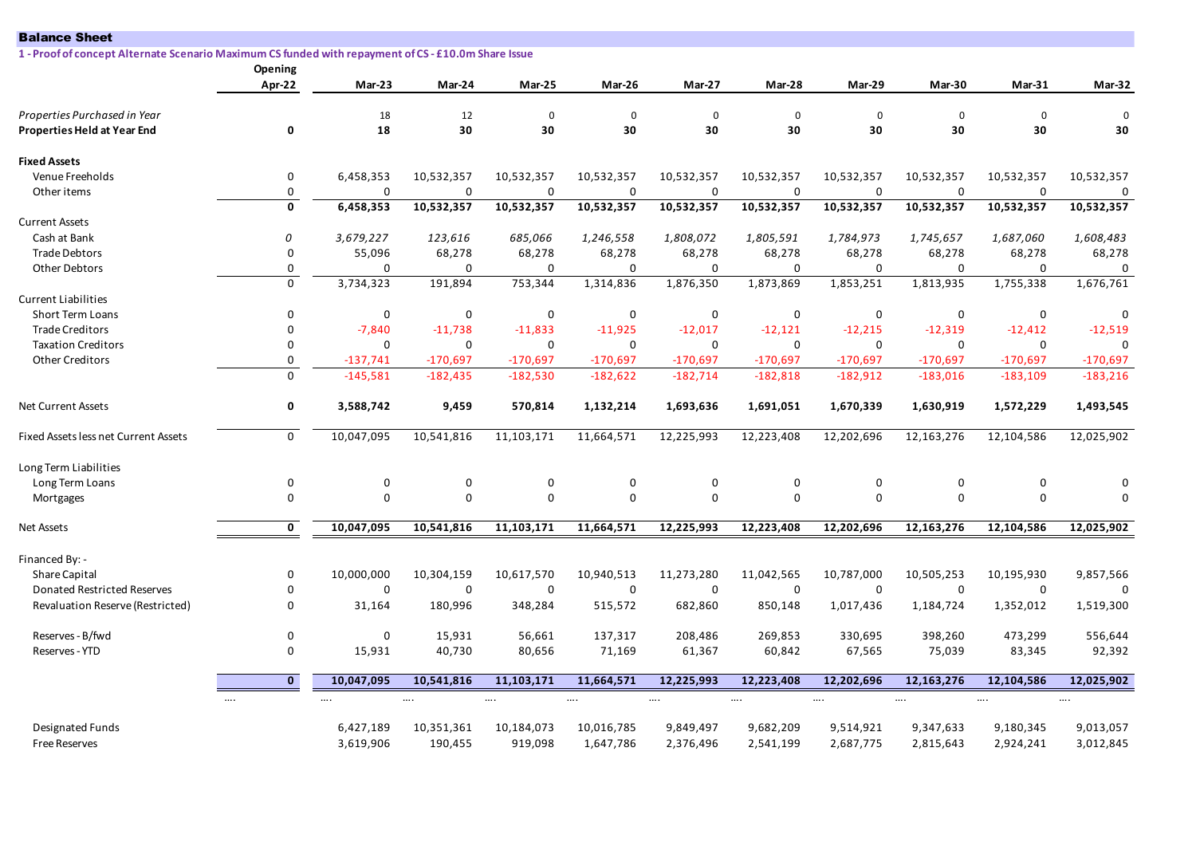## Balance Sheet

**1 - Proof of concept Alternate Scenario Maximum CS funded with repayment of CS - £10.0m Share Issue**

| | Opening Apr-22 | Mar-23 | Mar-24 | Mar-25 | Mar-26 | Mar-27 | Mar-28 | Mar-29 | Mar-30 | Mar-31 | Mar-32 |
|---|---|---|---|---|---|---|---|---|---|---|---|
| *Properties Purchased in Year* | | 18 | 12 | 0 | 0 | 0 | 0 | 0 | 0 | 0 | 0 |
| **Properties Held at Year End** | **0** | **18** | **30** | **30** | **30** | **30** | **30** | **30** | **30** | **30** | **30** |
| **Fixed Assets** | | | | | | | | | | | |
| Venue Freeholds | 0 | 6,458,353 | 10,532,357 | 10,532,357 | 10,532,357 | 10,532,357 | 10,532,357 | 10,532,357 | 10,532,357 | 10,532,357 | 10,532,357 |
| Other items | 0 | 0 | 0 | 0 | 0 | 0 | 0 | 0 | 0 | 0 | 0 |
| | **0** | **6,458,353** | **10,532,357** | **10,532,357** | **10,532,357** | **10,532,357** | **10,532,357** | **10,532,357** | **10,532,357** | **10,532,357** | **10,532,357** |
| Current Assets | | | | | | | | | | | |
| Cash at Bank | *0* | *3,679,227* | *123,616* | *685,066* | *1,246,558* | *1,808,072* | *1,805,591* | *1,784,973* | *1,745,657* | *1,687,060* | *1,608,483* |
| Trade Debtors | 0 | 55,096 | 68,278 | 68,278 | 68,278 | 68,278 | 68,278 | 68,278 | 68,278 | 68,278 | 68,278 |
| Other Debtors | 0 | 0 | 0 | 0 | 0 | 0 | 0 | 0 | 0 | 0 | 0 |
| | 0 | 3,734,323 | 191,894 | 753,344 | 1,314,836 | 1,876,350 | 1,873,869 | 1,853,251 | 1,813,935 | 1,755,338 | 1,676,761 |
| Current Liabilities | | | | | | | | | | | |
| Short Term Loans | 0 | 0 | 0 | 0 | 0 | 0 | 0 | 0 | 0 | 0 | 0 |
| Trade Creditors | 0 | -7,840 | -11,738 | -11,833 | -11,925 | -12,017 | -12,121 | -12,215 | -12,319 | -12,412 | -12,519 |
| Taxation Creditors | 0 | 0 | 0 | 0 | 0 | 0 | 0 | 0 | 0 | 0 | 0 |
| Other Creditors | 0 | -137,741 | -170,697 | -170,697 | -170,697 | -170,697 | -170,697 | -170,697 | -170,697 | -170,697 | -170,697 |
| | 0 | -145,581 | -182,435 | -182,530 | -182,622 | -182,714 | -182,818 | -182,912 | -183,016 | -183,109 | -183,216 |
| Net Current Assets | **0** | **3,588,742** | **9,459** | **570,814** | **1,132,214** | **1,693,636** | **1,691,051** | **1,670,339** | **1,630,919** | **1,572,229** | **1,493,545** |
| Fixed Assets less net Current Assets | 0 | 10,047,095 | 10,541,816 | 11,103,171 | 11,664,571 | 12,225,993 | 12,223,408 | 12,202,696 | 12,163,276 | 12,104,586 | 12,025,902 |
| Long Term Liabilities | | | | | | | | | | | |
| Long Term Loans | 0 | 0 | 0 | 0 | 0 | 0 | 0 | 0 | 0 | 0 | 0 |
| Mortgages | 0 | 0 | 0 | 0 | 0 | 0 | 0 | 0 | 0 | 0 | 0 |
| Net Assets | **0** | **10,047,095** | **10,541,816** | **11,103,171** | **11,664,571** | **12,225,993** | **12,223,408** | **12,202,696** | **12,163,276** | **12,104,586** | **12,025,902** |
| Financed By: - | | | | | | | | | | | |
| Share Capital | 0 | 10,000,000 | 10,304,159 | 10,617,570 | 10,940,513 | 11,273,280 | 11,042,565 | 10,787,000 | 10,505,253 | 10,195,930 | 9,857,566 |
| Donated Restricted Reserves | 0 | 0 | 0 | 0 | 0 | 0 | 0 | 0 | 0 | 0 | 0 |
| Revaluation Reserve (Restricted) | 0 | 31,164 | 180,996 | 348,284 | 515,572 | 682,860 | 850,148 | 1,017,436 | 1,184,724 | 1,352,012 | 1,519,300 |
| Reserves - B/fwd | 0 | 0 | 15,931 | 56,661 | 137,317 | 208,486 | 269,853 | 330,695 | 398,260 | 473,299 | 556,644 |
| Reserves - YTD | 0 | 15,931 | 40,730 | 80,656 | 71,169 | 61,367 | 60,842 | 67,565 | 75,039 | 83,345 | 92,392 |
| | **0** | **10,047,095** | **10,541,816** | **11,103,171** | **11,664,571** | **12,225,993** | **12,223,408** | **12,202,696** | **12,163,276** | **12,104,586** | **12,025,902** |
| | .... | .... | .... | .... | .... | .... | .... | .... | .... | .... | .... |
| Designated Funds | | 6,427,189 | 10,351,361 | 10,184,073 | 10,016,785 | 9,849,497 | 9,682,209 | 9,514,921 | 9,347,633 | 9,180,345 | 9,013,057 |
| Free Reserves | | 3,619,906 | 190,455 | 919,098 | 1,647,786 | 2,376,496 | 2,541,199 | 2,687,775 | 2,815,643 | 2,924,241 | 3,012,845 |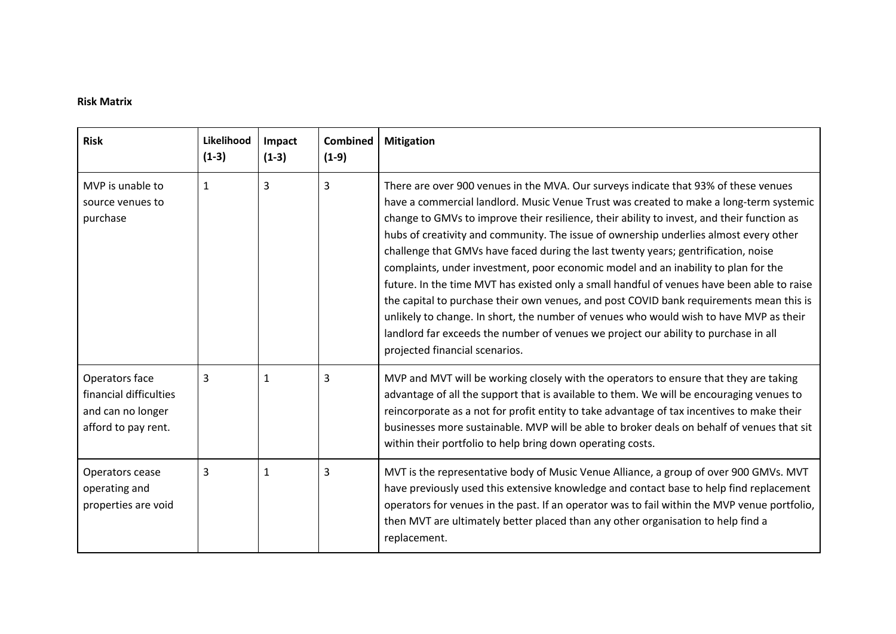**Risk Matrix**

| Risk | Likelihood (1-3) | Impact (1-3) | Combined (1-9) | Mitigation |
|---|---|---|---|---|
| MVP is unable to source venues to purchase | 1 | 3 | 3 | There are over 900 venues in the MVA. Our surveys indicate that 93% of these venues have a commercial landlord. Music Venue Trust was created to make a long-term systemic change to GMVs to improve their resilience, their ability to invest, and their function as hubs of creativity and community. The issue of ownership underlies almost every other challenge that GMVs have faced during the last twenty years; gentrification, noise complaints, under investment, poor economic model and an inability to plan for the future. In the time MVT has existed only a small handful of venues have been able to raise the capital to purchase their own venues, and post COVID bank requirements mean this is unlikely to change. In short, the number of venues who would wish to have MVP as their landlord far exceeds the number of venues we project our ability to purchase in all projected financial scenarios. |
| Operators face financial difficulties and can no longer afford to pay rent. | 3 | 1 | 3 | MVP and MVT will be working closely with the operators to ensure that they are taking advantage of all the support that is available to them. We will be encouraging venues to reincorporate as a not for profit entity to take advantage of tax incentives to make their businesses more sustainable. MVP will be able to broker deals on behalf of venues that sit within their portfolio to help bring down operating costs. |
| Operators cease operating and properties are void | 3 | 1 | 3 | MVT is the representative body of Music Venue Alliance, a group of over 900 GMVs. MVT have previously used this extensive knowledge and contact base to help find replacement operators for venues in the past. If an operator was to fail within the MVP venue portfolio, then MVT are ultimately better placed than any other organisation to help find a replacement. |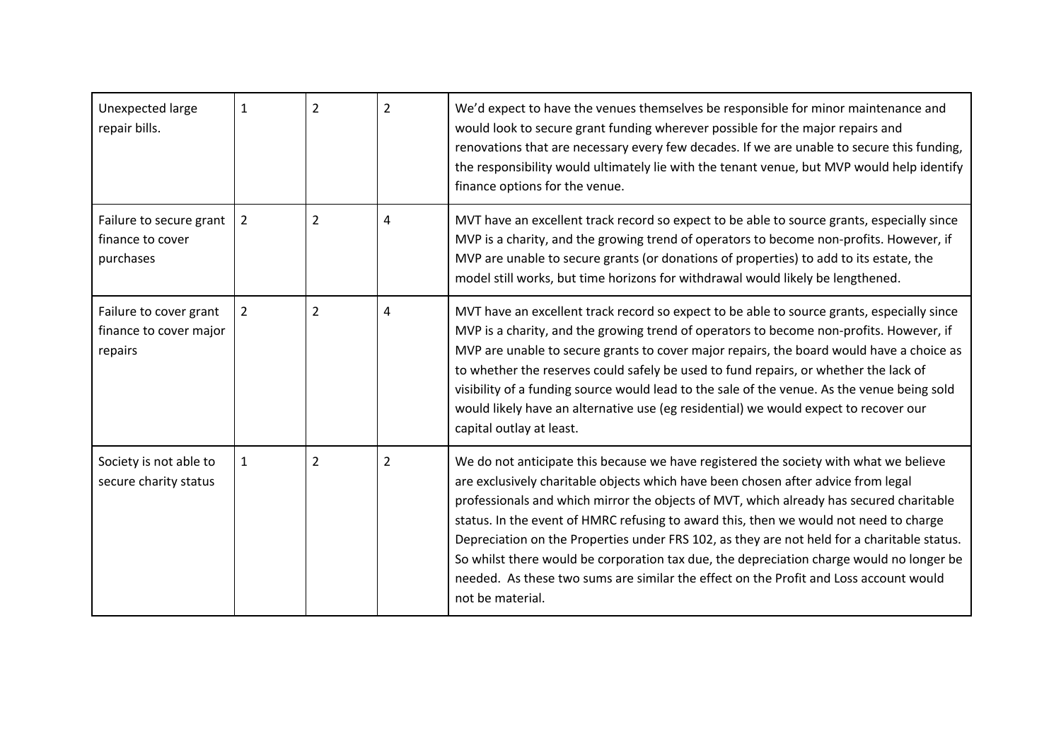| | | | | |
|---|---|---|---|---|
| Unexpected large repair bills. | 1 | 2 | 2 | We'd expect to have the venues themselves be responsible for minor maintenance and would look to secure grant funding wherever possible for the major repairs and renovations that are necessary every few decades. If we are unable to secure this funding, the responsibility would ultimately lie with the tenant venue, but MVP would help identify finance options for the venue. |
| Failure to secure grant finance to cover purchases | 2 | 2 | 4 | MVT have an excellent track record so expect to be able to source grants, especially since MVP is a charity, and the growing trend of operators to become non-profits. However, if MVP are unable to secure grants (or donations of properties) to add to its estate, the model still works, but time horizons for withdrawal would likely be lengthened. |
| Failure to cover grant finance to cover major repairs | 2 | 2 | 4 | MVT have an excellent track record so expect to be able to source grants, especially since MVP is a charity, and the growing trend of operators to become non-profits. However, if MVP are unable to secure grants to cover major repairs, the board would have a choice as to whether the reserves could safely be used to fund repairs, or whether the lack of visibility of a funding source would lead to the sale of the venue. As the venue being sold would likely have an alternative use (eg residential) we would expect to recover our capital outlay at least. |
| Society is not able to secure charity status | 1 | 2 | 2 | We do not anticipate this because we have registered the society with what we believe are exclusively charitable objects which have been chosen after advice from legal professionals and which mirror the objects of MVT, which already has secured charitable status. In the event of HMRC refusing to award this, then we would not need to charge Depreciation on the Properties under FRS 102, as they are not held for a charitable status. So whilst there would be corporation tax due, the depreciation charge would no longer be needed. As these two sums are similar the effect on the Profit and Loss account would not be material. |